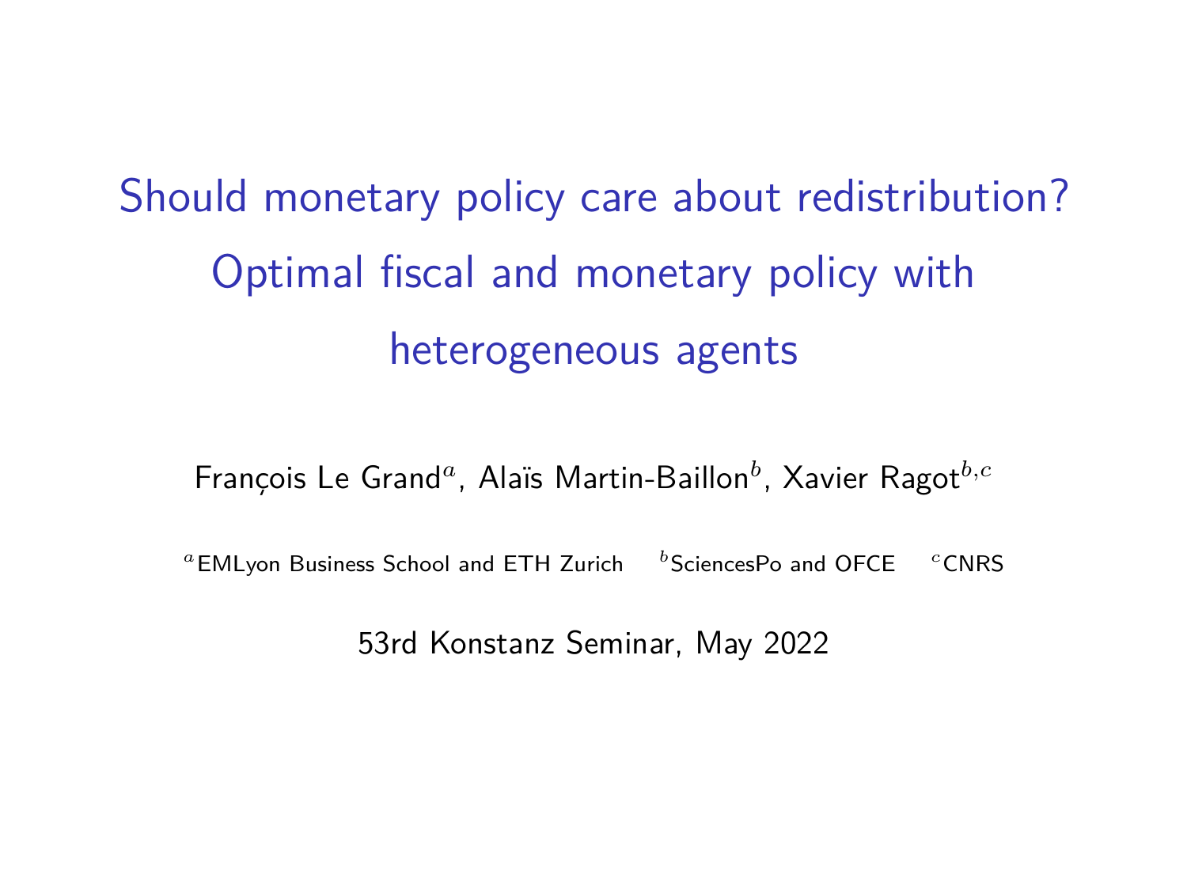# Should monetary policy care about redistribution? Optimal fiscal and monetary policy with heterogeneous agents

François Le Grand[a], Alaïs Martin-Baillon[b], Xavier Ragot[b,c]

[a]EMLyon Business School and ETH Zurich [b]SciencesPo and OFCE [c]CNRS

53rd Konstanz Seminar, May 2022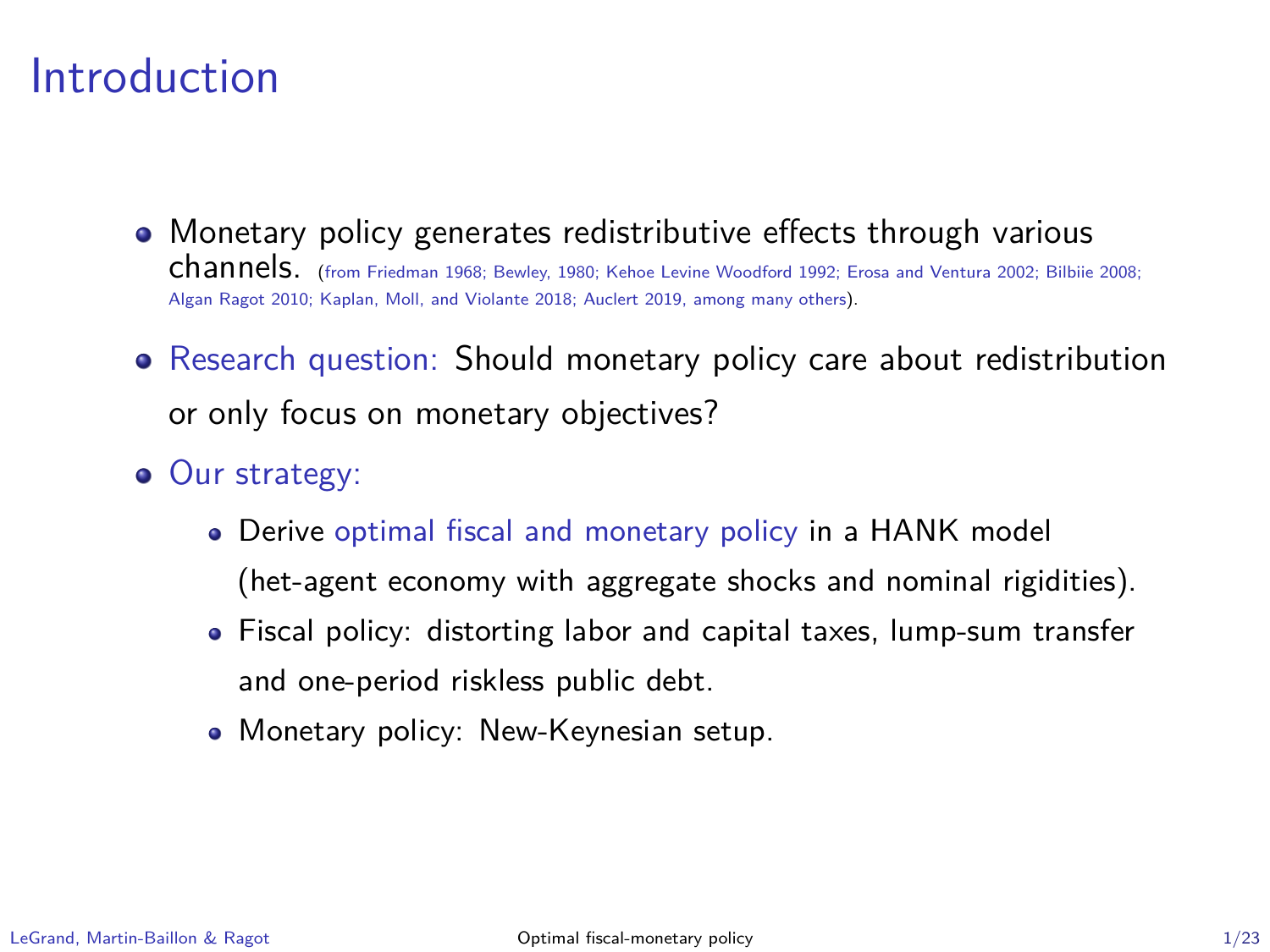# Introduction

- Monetary policy generates redistributive effects through various channels. (from Friedman 1968; Bewley, 1980; Kehoe Levine Woodford 1992; Erosa and Ventura 2002; Bilbiie 2008; Algan Ragot 2010; Kaplan, Moll, and Violante 2018; Auclert 2019, among many others).
- Research question: Should monetary policy care about redistribution or only focus on monetary objectives?
- Our strategy:
  - Derive optimal fiscal and monetary policy in a HANK model (het-agent economy with aggregate shocks and nominal rigidities).
  - Fiscal policy: distorting labor and capital taxes, lump-sum transfer and one-period riskless public debt.
  - Monetary policy: New-Keynesian setup.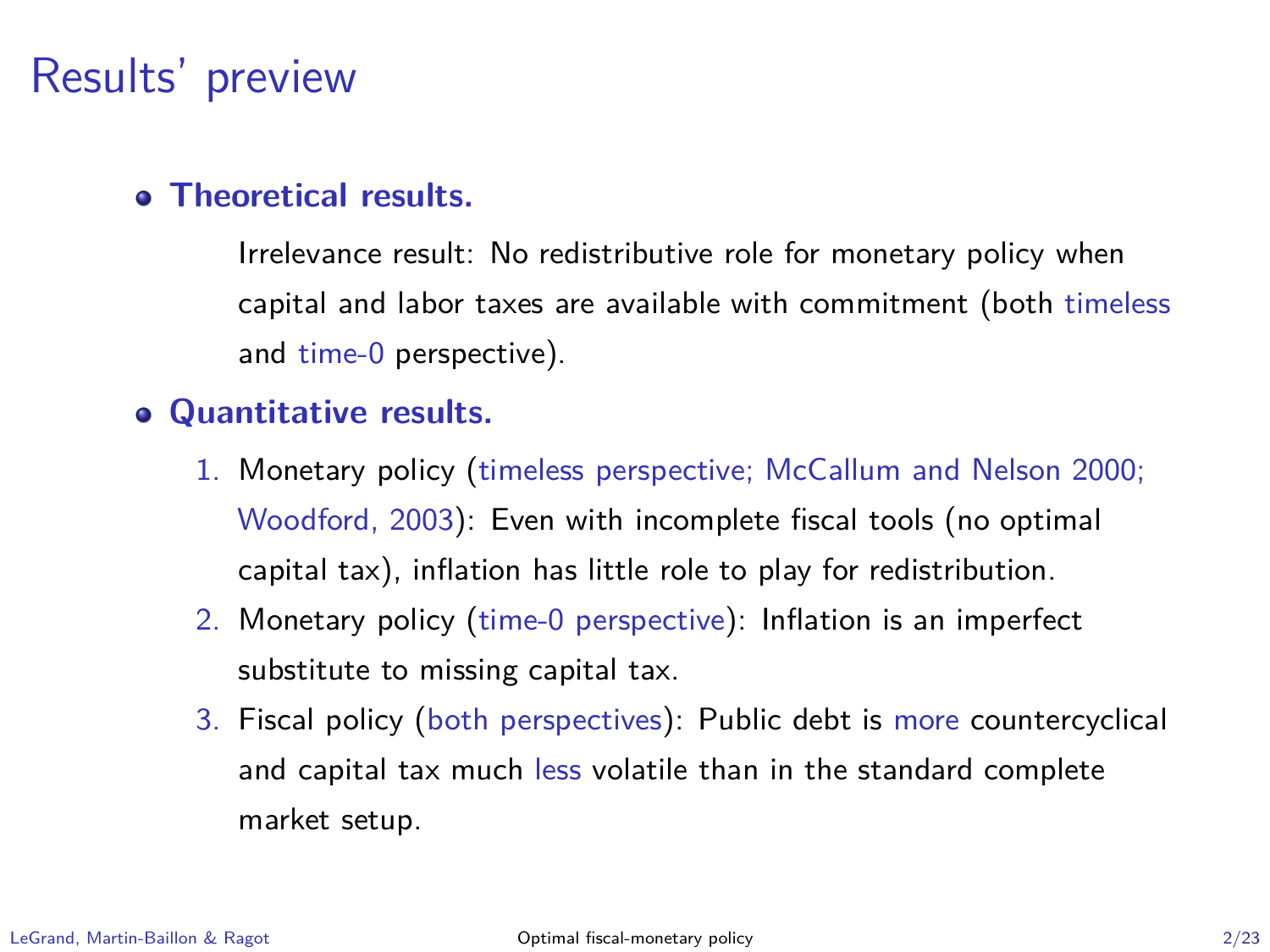# Results' preview

- **Theoretical results.**

  Irrelevance result: No redistributive role for monetary policy when capital and labor taxes are available with commitment (both timeless and time-0 perspective).

- **Quantitative results.**
  1. Monetary policy (timeless perspective; McCallum and Nelson 2000; Woodford, 2003): Even with incomplete fiscal tools (no optimal capital tax), inflation has little role to play for redistribution.
  2. Monetary policy (time-0 perspective): Inflation is an imperfect substitute to missing capital tax.
  3. Fiscal policy (both perspectives): Public debt is more countercyclical and capital tax much less volatile than in the standard complete market setup.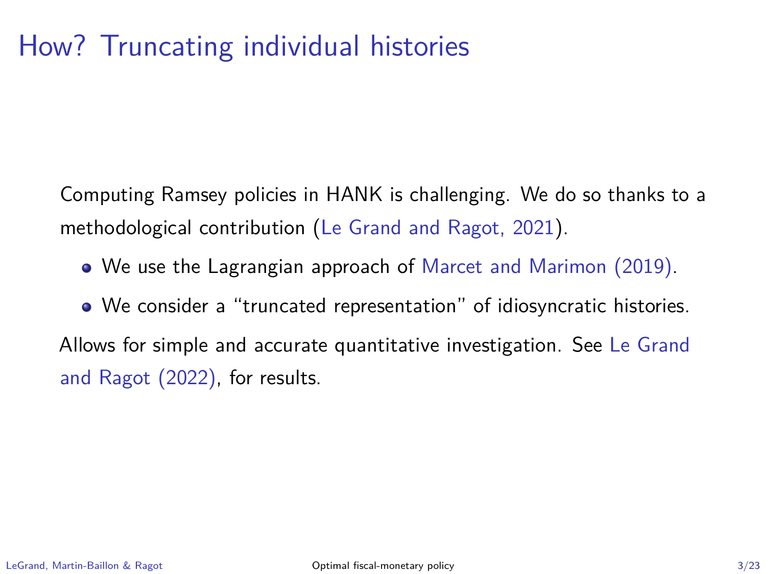# How? Truncating individual histories

Computing Ramsey policies in HANK is challenging. We do so thanks to a methodological contribution (Le Grand and Ragot, 2021).

- We use the Lagrangian approach of Marcet and Marimon (2019).
- We consider a “truncated representation” of idiosyncratic histories.

Allows for simple and accurate quantitative investigation. See Le Grand and Ragot (2022), for results.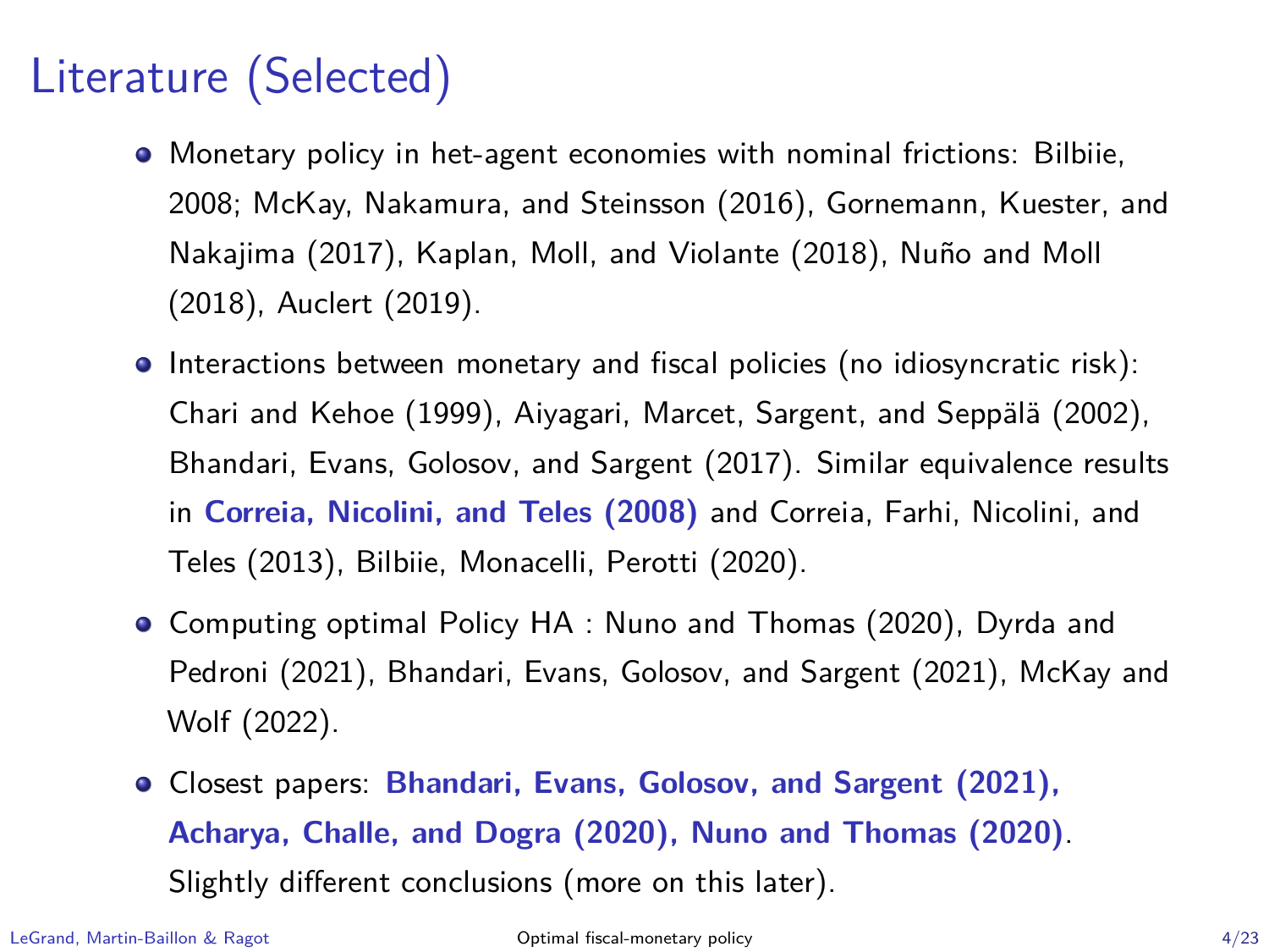# Literature (Selected)

- Monetary policy in het-agent economies with nominal frictions: Bilbiie, 2008; McKay, Nakamura, and Steinsson (2016), Gornemann, Kuester, and Nakajima (2017), Kaplan, Moll, and Violante (2018), Nuño and Moll (2018), Auclert (2019).
- Interactions between monetary and fiscal policies (no idiosyncratic risk): Chari and Kehoe (1999), Aiyagari, Marcet, Sargent, and Seppälä (2002), Bhandari, Evans, Golosov, and Sargent (2017). Similar equivalence results in **Correia, Nicolini, and Teles (2008)** and Correia, Farhi, Nicolini, and Teles (2013), Bilbiie, Monacelli, Perotti (2020).
- Computing optimal Policy HA : Nuno and Thomas (2020), Dyrda and Pedroni (2021), Bhandari, Evans, Golosov, and Sargent (2021), McKay and Wolf (2022).
- Closest papers: **Bhandari, Evans, Golosov, and Sargent (2021), Acharya, Challe, and Dogra (2020), Nuno and Thomas (2020)**. Slightly different conclusions (more on this later).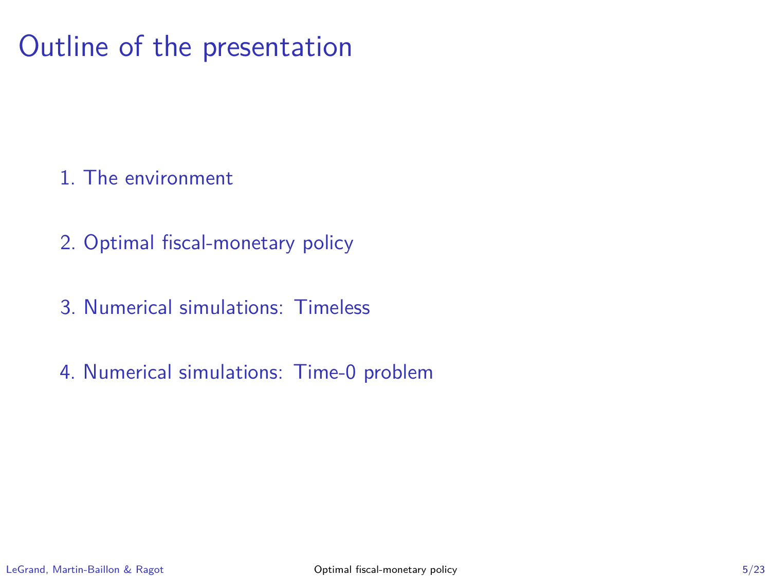# Outline of the presentation

1. The environment
2. Optimal fiscal-monetary policy
3. Numerical simulations: Timeless
4. Numerical simulations: Time-0 problem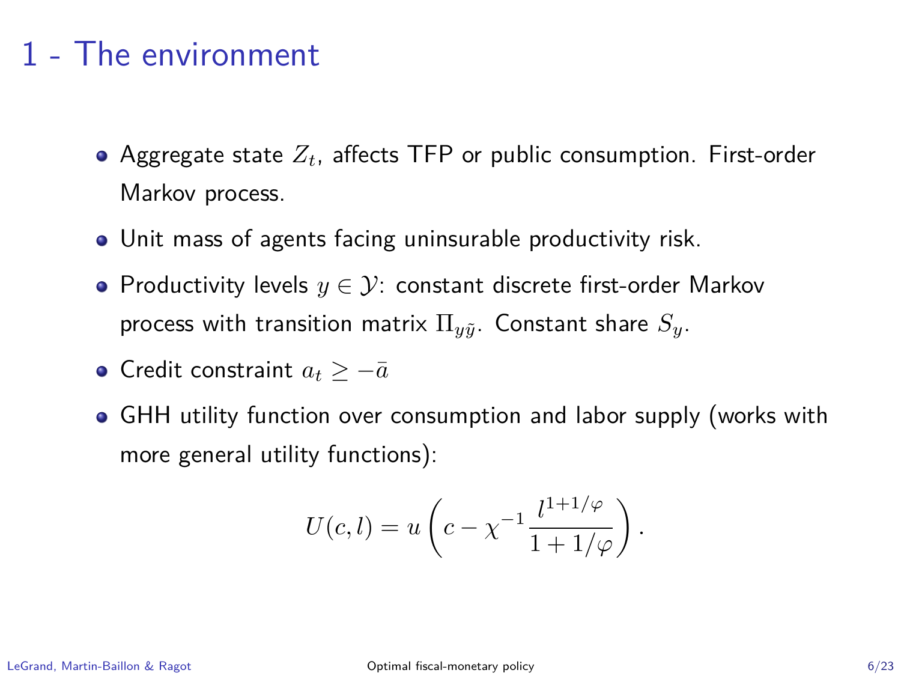# 1 - The environment

- Aggregate state $Z_t$, affects TFP or public consumption. First-order Markov process.
- Unit mass of agents facing uninsurable productivity risk.
- Productivity levels $y \in \mathcal{Y}$: constant discrete first-order Markov process with transition matrix $\Pi_{y\tilde{y}}$. Constant share $S_y$.
- Credit constraint $a_t \geq -\bar{a}$
- GHH utility function over consumption and labor supply (works with more general utility functions):

$$U(c, l) = u\left(c - \chi^{-1} \frac{l^{1+1/\varphi}}{1 + 1/\varphi}\right).$$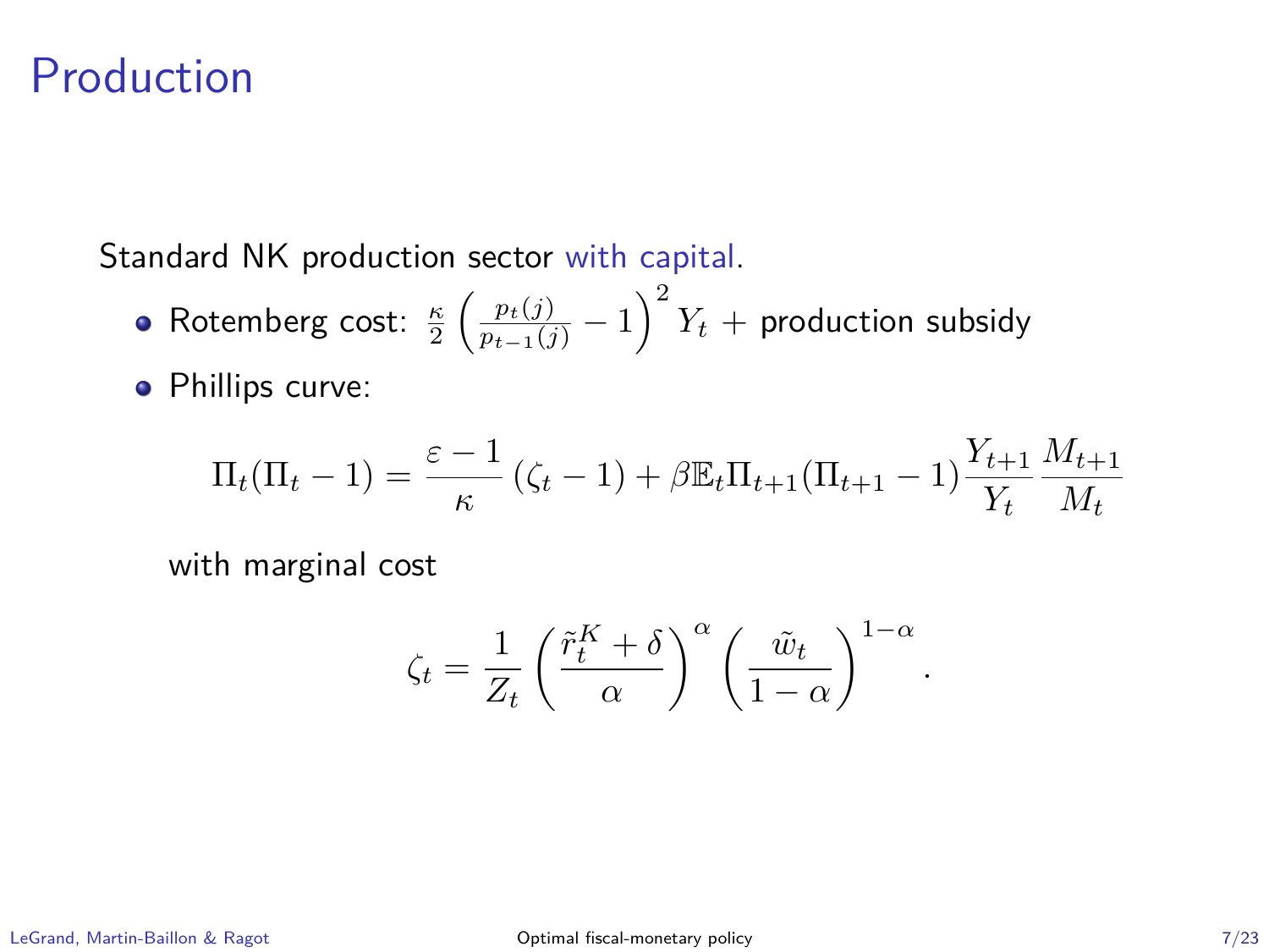# Production

Standard NK production sector with capital.

- Rotemberg cost: $\frac{\kappa}{2}\left(\frac{p_t(j)}{p_{t-1}(j)}-1\right)^2 Y_t$ + production subsidy
- Phillips curve:

$$\Pi_t(\Pi_t-1)=\frac{\varepsilon-1}{\kappa}\left(\zeta_t-1\right)+\beta\mathbb{E}_t\Pi_{t+1}(\Pi_{t+1}-1)\frac{Y_{t+1}}{Y_t}\frac{M_{t+1}}{M_t}$$

  with marginal cost

$$\zeta_t=\frac{1}{Z_t}\left(\frac{\tilde{r}_t^K+\delta}{\alpha}\right)^{\alpha}\left(\frac{\tilde{w}_t}{1-\alpha}\right)^{1-\alpha}.$$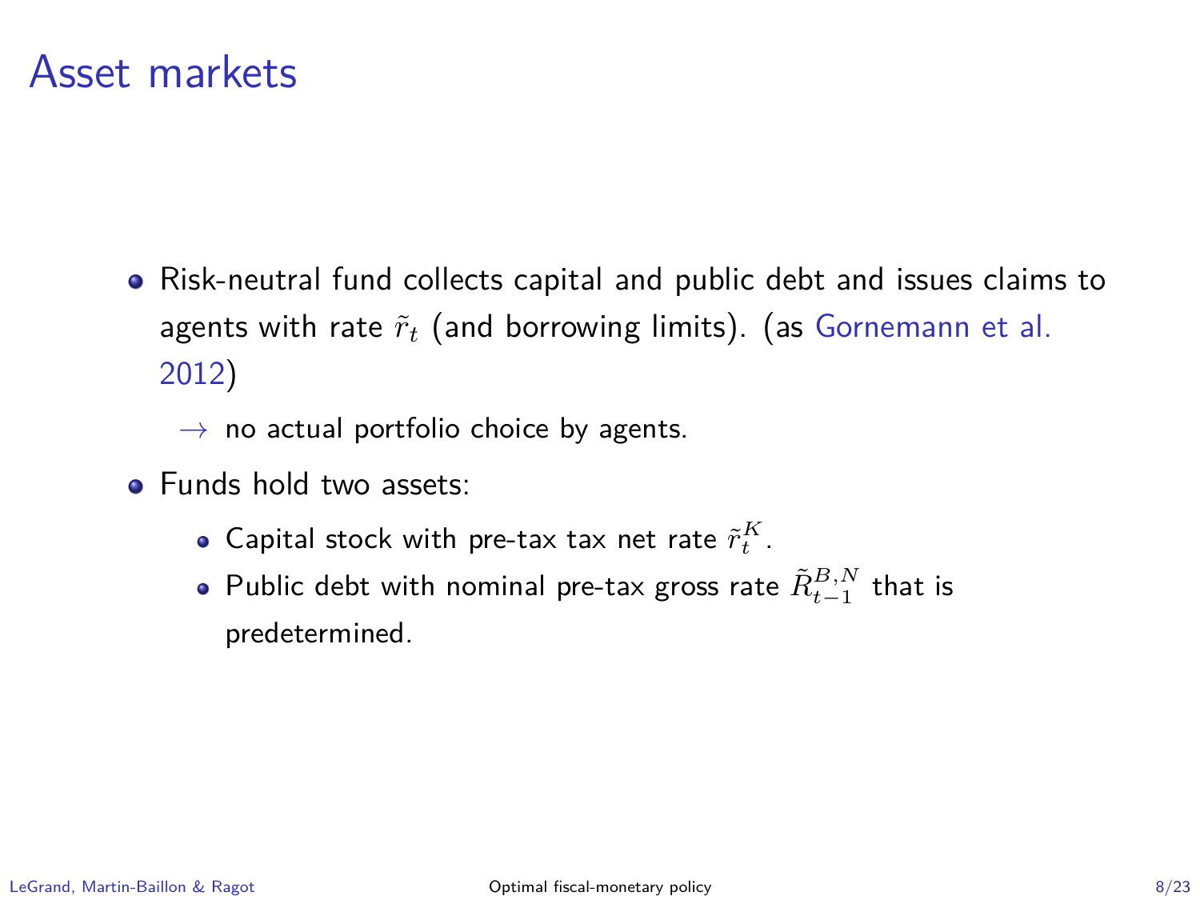# Asset markets

- Risk-neutral fund collects capital and public debt and issues claims to agents with rate $\tilde{r}_t$ (and borrowing limits). (as Gornemann et al. 2012)

  $\rightarrow$ no actual portfolio choice by agents.

- Funds hold two assets:
  - Capital stock with pre-tax tax net rate $\tilde{r}_t^K$.
  - Public debt with nominal pre-tax gross rate $\tilde{R}_{t-1}^{B,N}$ that is predetermined.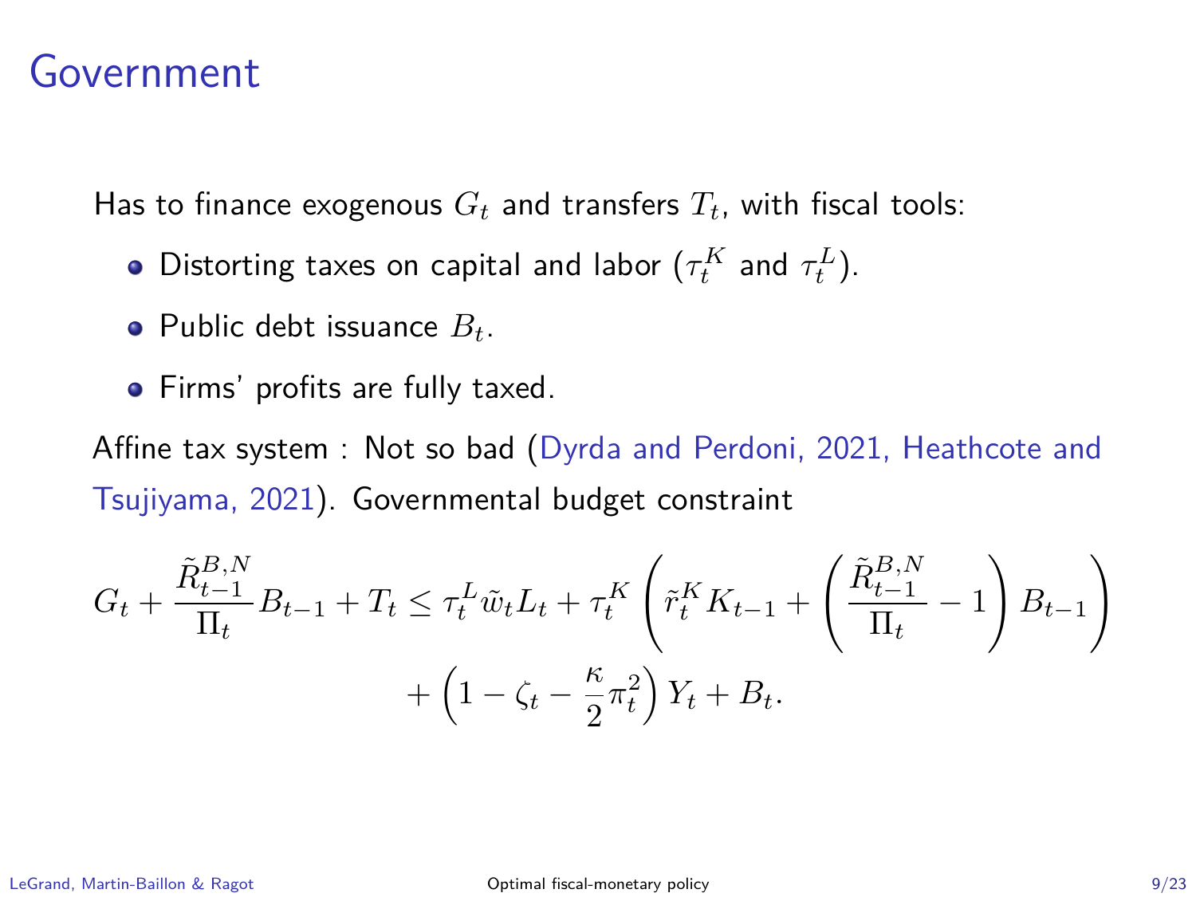# Government

Has to finance exogenous $G_t$ and transfers $T_t$, with fiscal tools:

- Distorting taxes on capital and labor ($\tau_t^K$ and $\tau_t^L$).
- Public debt issuance $B_t$.
- Firms' profits are fully taxed.

Affine tax system : Not so bad (Dyrda and Perdoni, 2021, Heathcote and Tsujiyama, 2021). Governmental budget constraint

$$G_t + \frac{\tilde{R}_{t-1}^{B,N}}{\Pi_t} B_{t-1} + T_t \leq \tau_t^L \tilde{w}_t L_t + \tau_t^K \left( \tilde{r}_t^K K_{t-1} + \left( \frac{\tilde{R}_{t-1}^{B,N}}{\Pi_t} - 1 \right) B_{t-1} \right) + \left(1 - \zeta_t - \frac{\kappa}{2} \pi_t^2 \right) Y_t + B_t.$$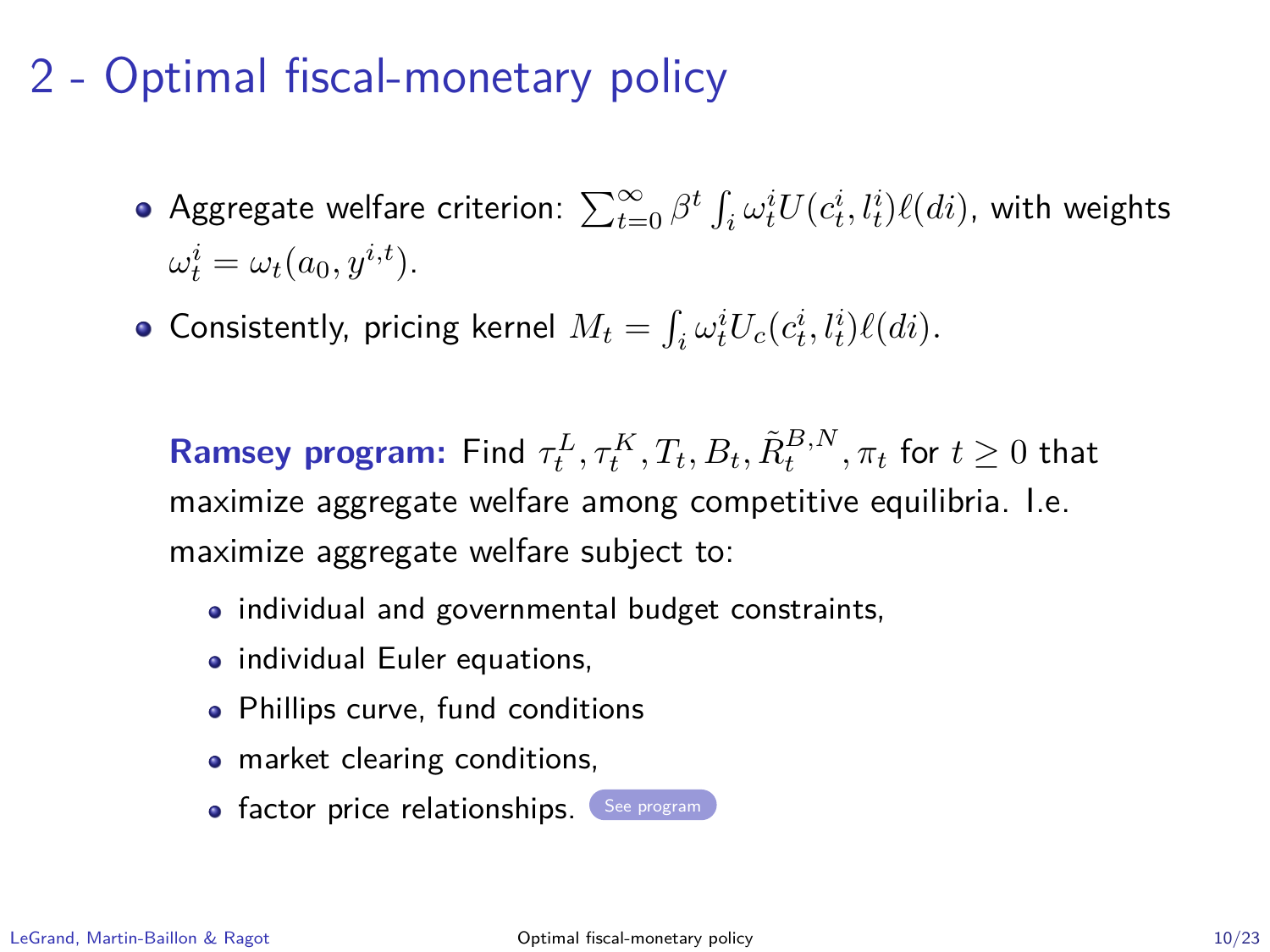# 2 - Optimal fiscal-monetary policy

- Aggregate welfare criterion: $\sum_{t=0}^{\infty} \beta^t \int_i \omega_t^i U(c_t^i, l_t^i)\ell(di)$, with weights $\omega_t^i = \omega_t(a_0, y^{i,t})$.
- Consistently, pricing kernel $M_t = \int_i \omega_t^i U_c(c_t^i, l_t^i)\ell(di)$.

**Ramsey program:** Find $\tau_t^L, \tau_t^K, T_t, B_t, \tilde{R}_t^{B,N}, \pi_t$ for $t \geq 0$ that maximize aggregate welfare among competitive equilibria. I.e. maximize aggregate welfare subject to:

- individual and governmental budget constraints,
- individual Euler equations,
- Phillips curve, fund conditions
- market clearing conditions,
- factor price relationships. See program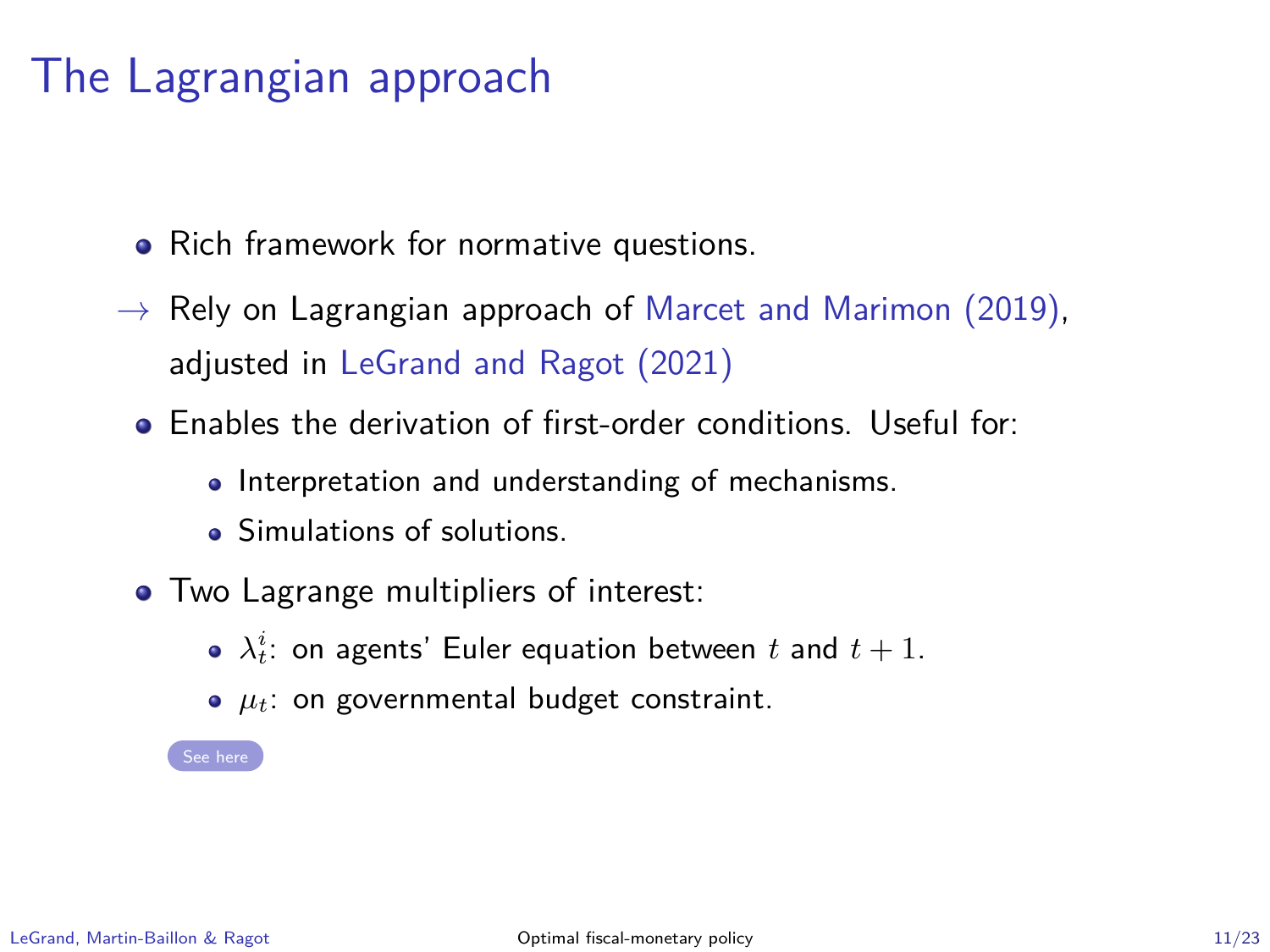# The Lagrangian approach

- Rich framework for normative questions.

→ Rely on Lagrangian approach of Marcet and Marimon (2019), adjusted in LeGrand and Ragot (2021)

- Enables the derivation of first-order conditions. Useful for:
  - Interpretation and understanding of mechanisms.
  - Simulations of solutions.
- Two Lagrange multipliers of interest:
  - $\lambda_t^i$: on agents' Euler equation between $t$ and $t+1$.
  - $\mu_t$: on governmental budget constraint.

See here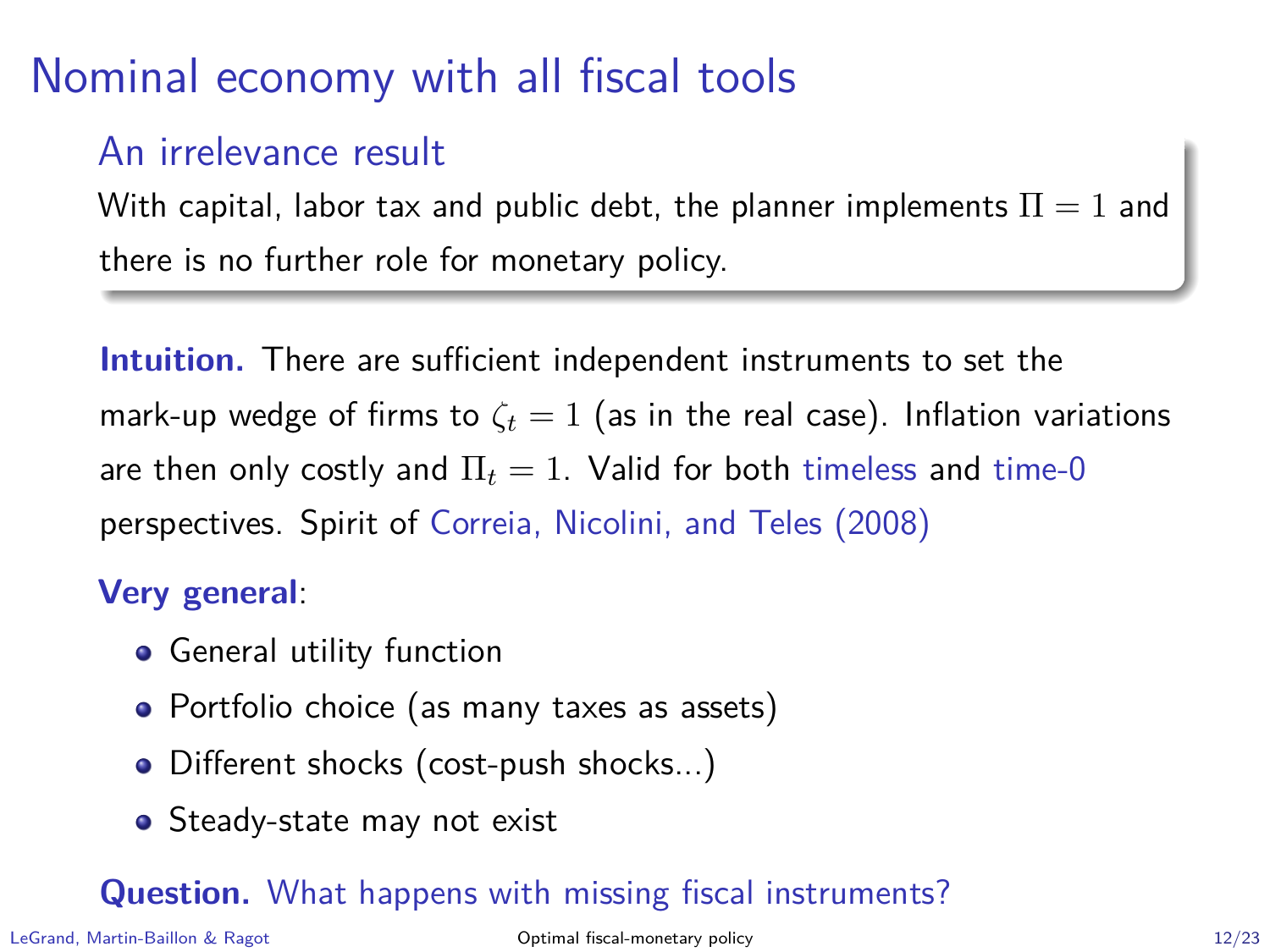# Nominal economy with all fiscal tools

### An irrelevance result

With capital, labor tax and public debt, the planner implements $\Pi = 1$ and there is no further role for monetary policy.

**Intuition.** There are sufficient independent instruments to set the mark-up wedge of firms to $\zeta_t = 1$ (as in the real case). Inflation variations are then only costly and $\Pi_t = 1$. Valid for both timeless and time-0 perspectives. Spirit of Correia, Nicolini, and Teles (2008)

**Very general**:

- General utility function
- Portfolio choice (as many taxes as assets)
- Different shocks (cost-push shocks...)
- Steady-state may not exist

**Question.** What happens with missing fiscal instruments?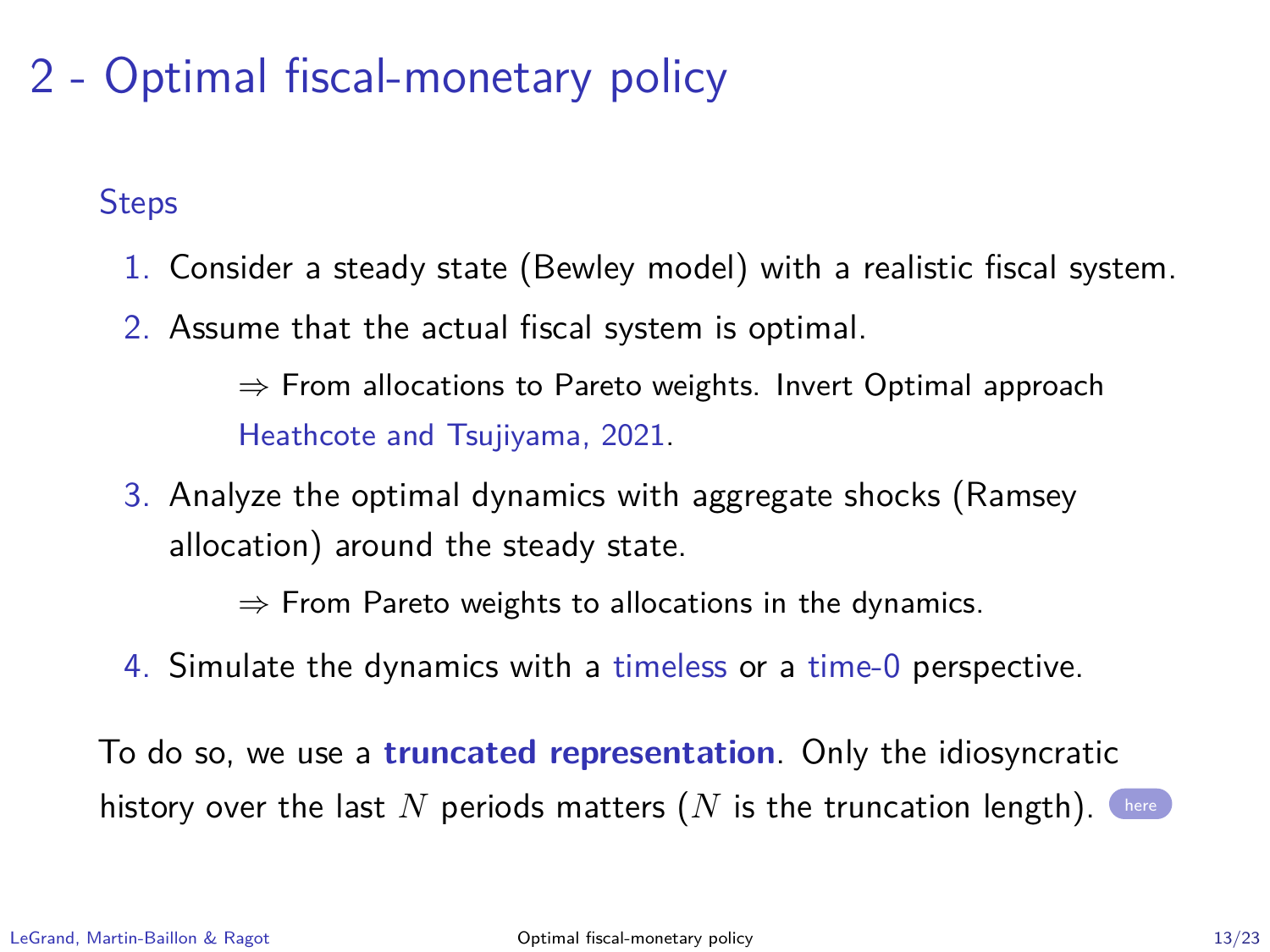# 2 - Optimal fiscal-monetary policy

### Steps

1. Consider a steady state (Bewley model) with a realistic fiscal system.
2. Assume that the actual fiscal system is optimal.

   ⇒ From allocations to Pareto weights. Invert Optimal approach Heathcote and Tsujiyama, 2021.

3. Analyze the optimal dynamics with aggregate shocks (Ramsey allocation) around the steady state.

   ⇒ From Pareto weights to allocations in the dynamics.

4. Simulate the dynamics with a timeless or a time-0 perspective.

To do so, we use a **truncated representation**. Only the idiosyncratic history over the last $N$ periods matters ($N$ is the truncation length). here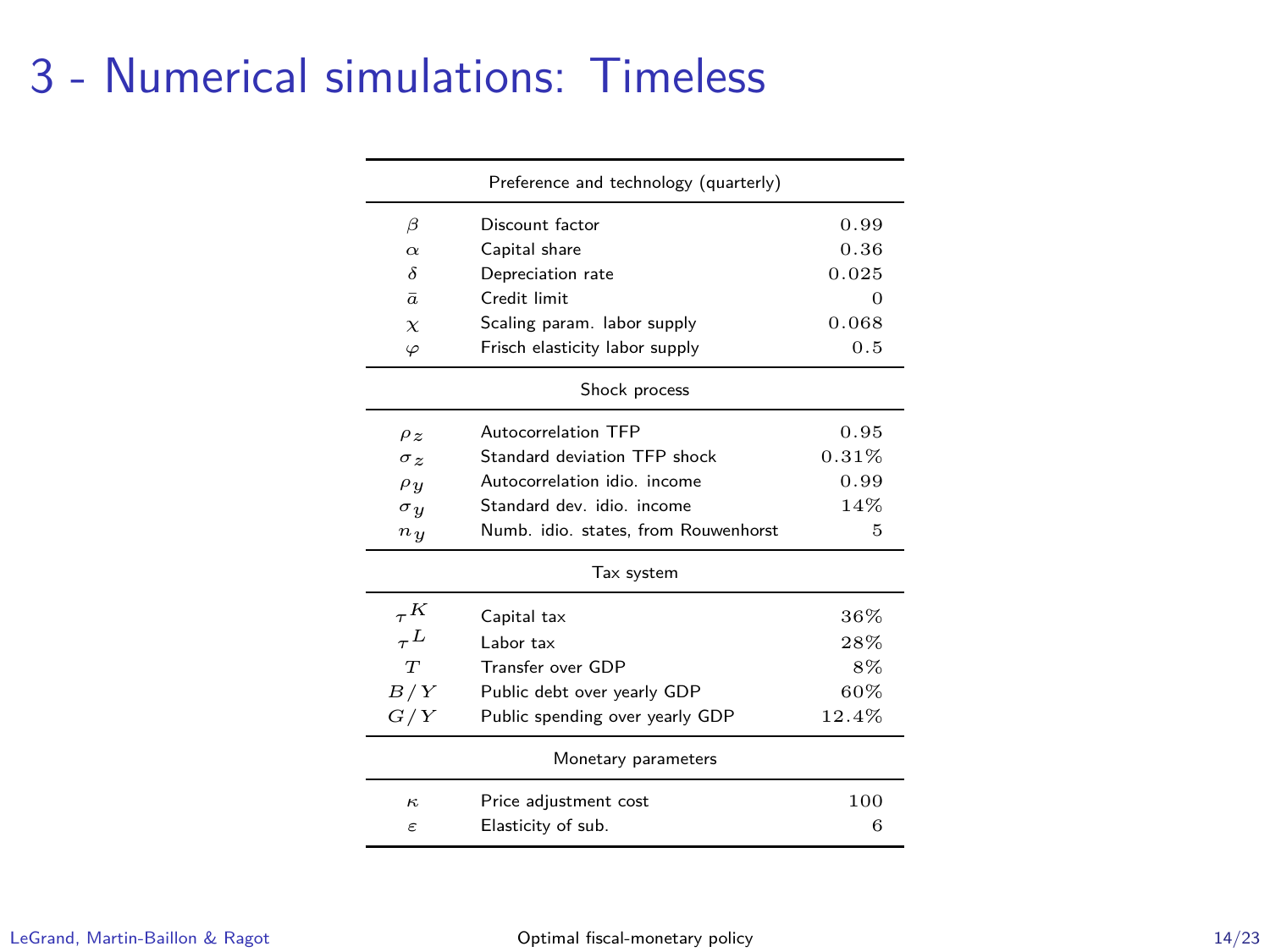# 3 - Numerical simulations: Timeless

| | Preference and technology (quarterly) | |
|---|---|---|
| $\beta$ | Discount factor | $0.99$ |
| $\alpha$ | Capital share | $0.36$ |
| $\delta$ | Depreciation rate | $0.025$ |
| $\bar{a}$ | Credit limit | $0$ |
| $\chi$ | Scaling param. labor supply | $0.068$ |
| $\varphi$ | Frisch elasticity labor supply | $0.5$ |
| | **Shock process** | |
| $\rho_z$ | Autocorrelation TFP | $0.95$ |
| $\sigma_z$ | Standard deviation TFP shock | $0.31\%$ |
| $\rho_y$ | Autocorrelation idio. income | $0.99$ |
| $\sigma_y$ | Standard dev. idio. income | $14\%$ |
| $n_y$ | Numb. idio. states, from Rouwenhorst | $5$ |
| | **Tax system** | |
| $\tau^K$ | Capital tax | $36\%$ |
| $\tau^L$ | Labor tax | $28\%$ |
| $T$ | Transfer over GDP | $8\%$ |
| $B/Y$ | Public debt over yearly GDP | $60\%$ |
| $G/Y$ | Public spending over yearly GDP | $12.4\%$ |
| | **Monetary parameters** | |
| $\kappa$ | Price adjustment cost | $100$ |
| $\varepsilon$ | Elasticity of sub. | $6$ |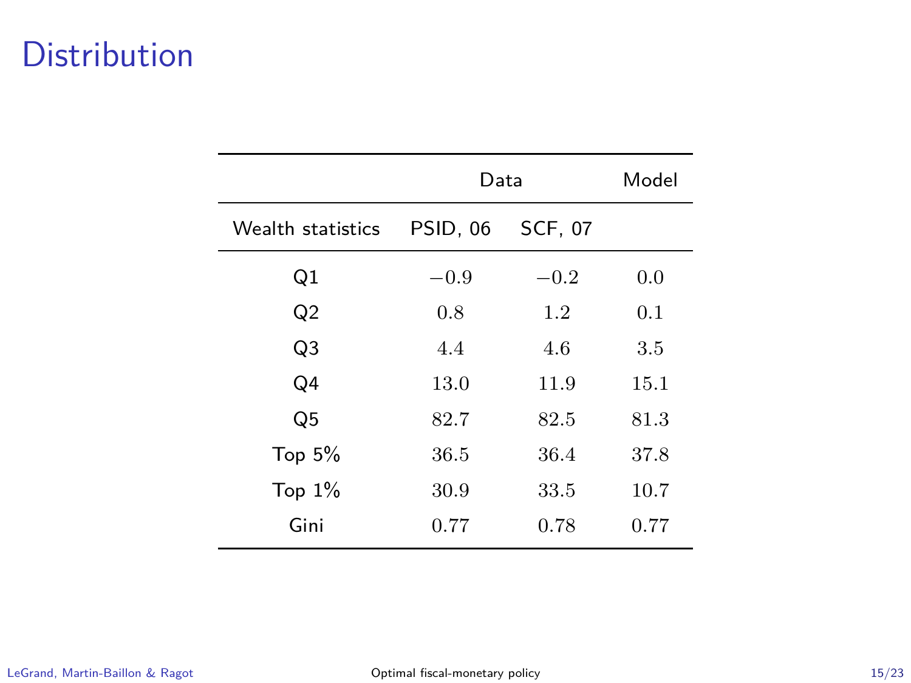# Distribution

| | Data | | Model |
|---|---|---|---|
| Wealth statistics | PSID, 06 | SCF, 07 | |
| Q1 | $-0.9$ | $-0.2$ | $0.0$ |
| Q2 | $0.8$ | $1.2$ | $0.1$ |
| Q3 | $4.4$ | $4.6$ | $3.5$ |
| Q4 | $13.0$ | $11.9$ | $15.1$ |
| Q5 | $82.7$ | $82.5$ | $81.3$ |
| Top 5% | $36.5$ | $36.4$ | $37.8$ |
| Top 1% | $30.9$ | $33.5$ | $10.7$ |
| Gini | $0.77$ | $0.78$ | $0.77$ |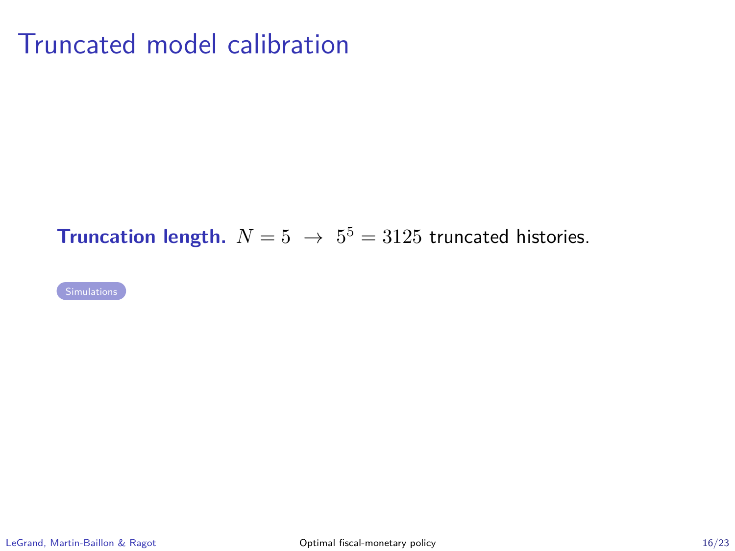# Truncated model calibration

**Truncation length.** $N = 5 \; \rightarrow \; 5^5 = 3125$ truncated histories.

Simulations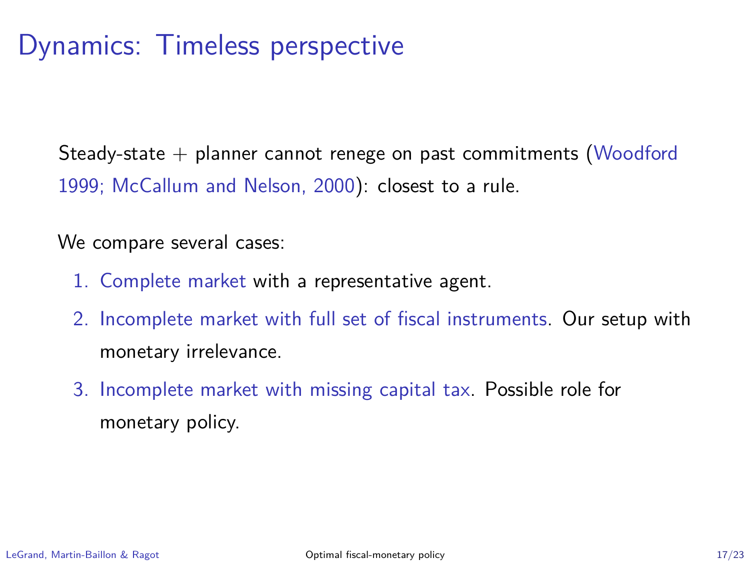# Dynamics: Timeless perspective

Steady-state + planner cannot renege on past commitments (Woodford 1999; McCallum and Nelson, 2000): closest to a rule.

We compare several cases:

1. Complete market with a representative agent.
2. Incomplete market with full set of fiscal instruments. Our setup with monetary irrelevance.
3. Incomplete market with missing capital tax. Possible role for monetary policy.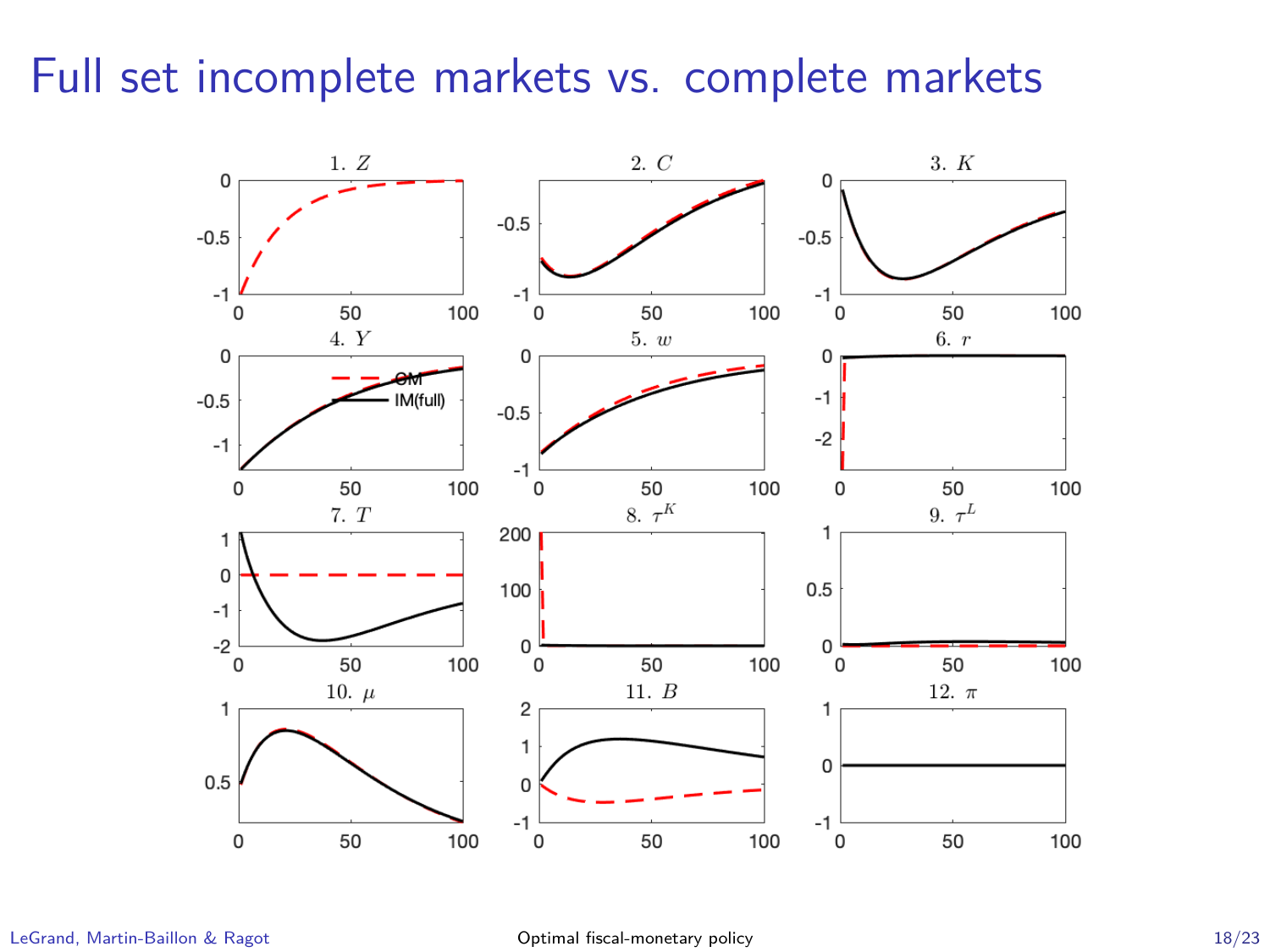# Full set incomplete markets vs. complete markets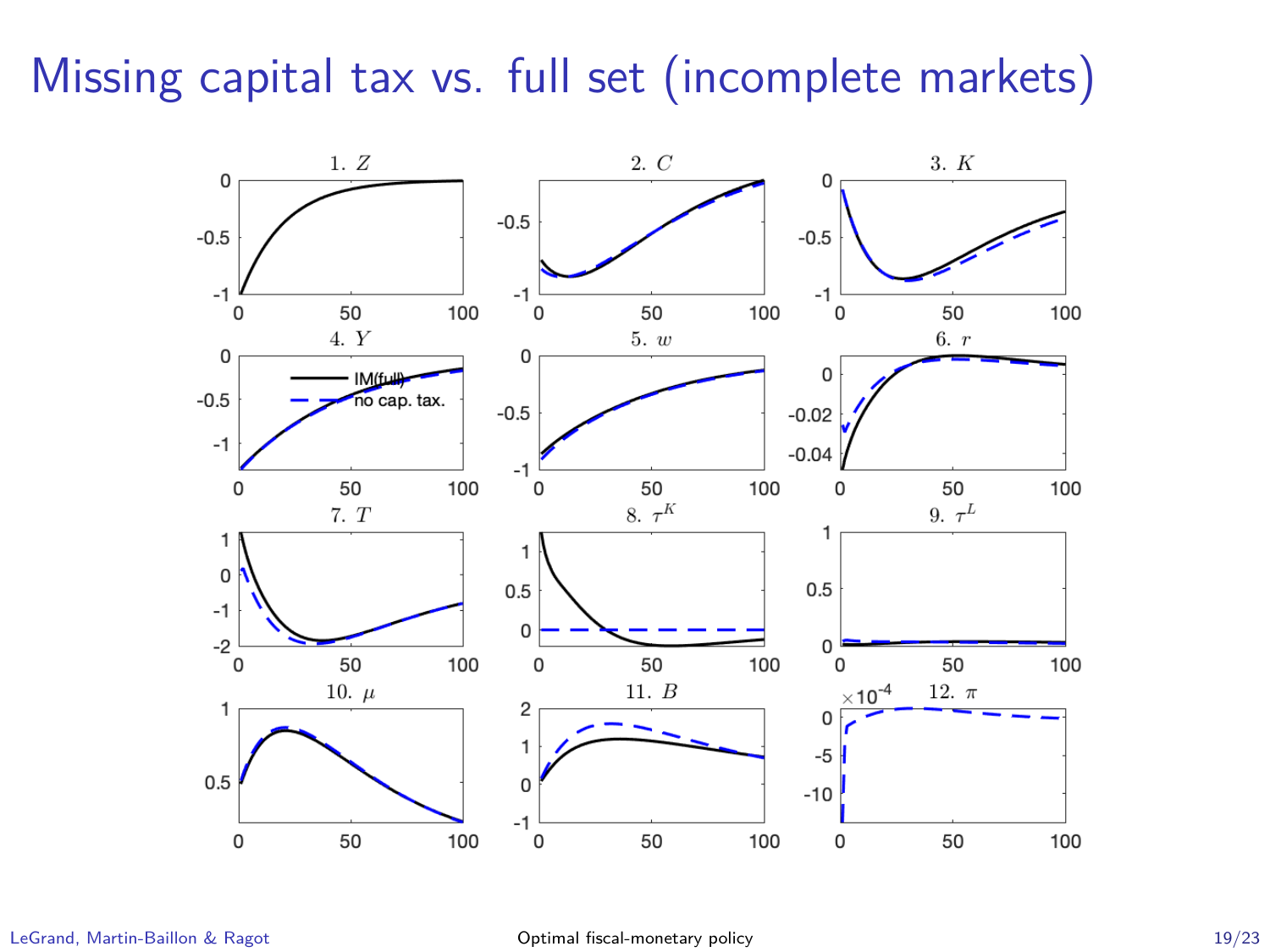# Missing capital tax vs. full set (incomplete markets)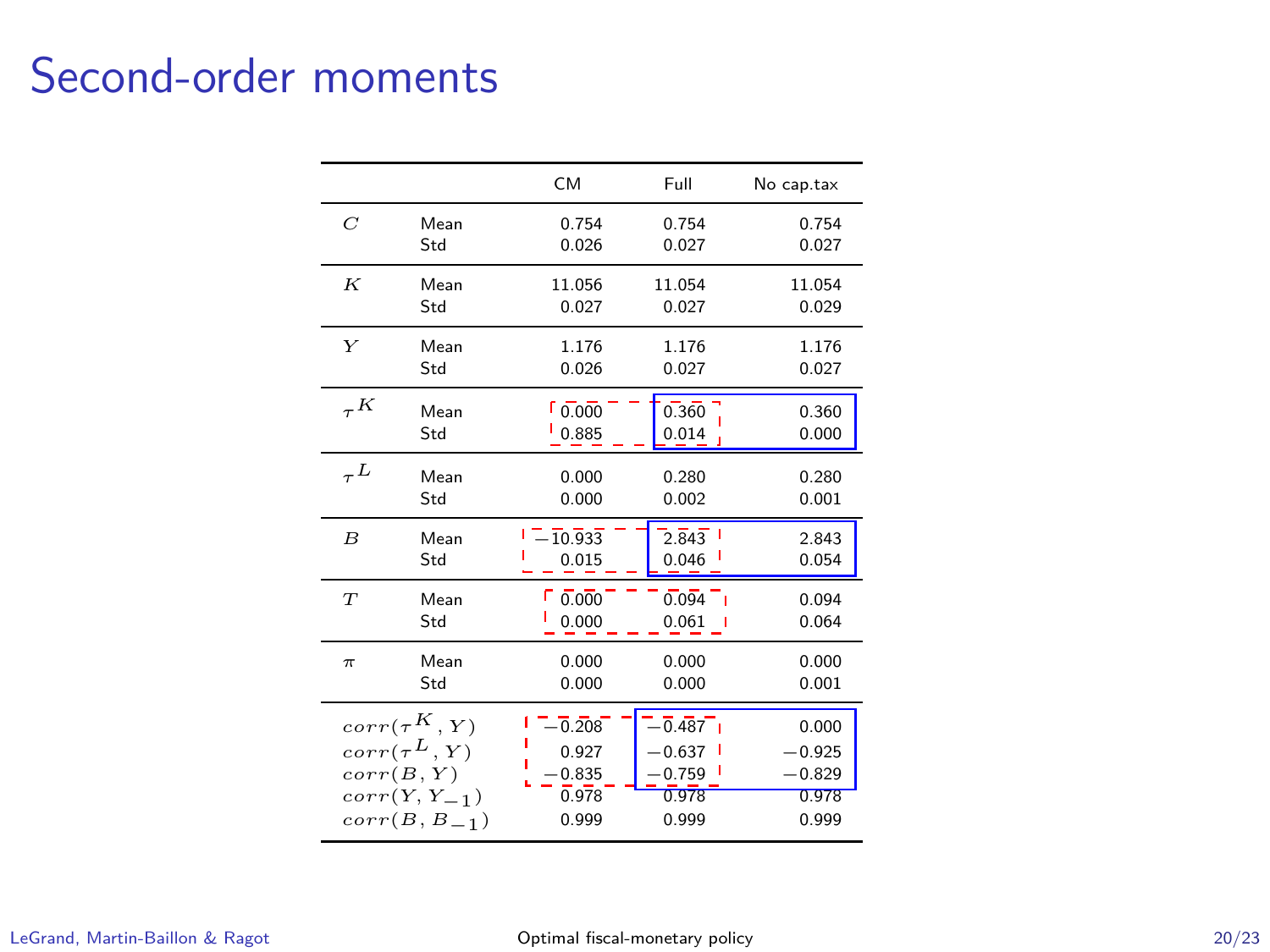# Second-order moments

| | | CM | Full | No cap.tax |
|---|---|---|---|---|
| $C$ | Mean | 0.754 | 0.754 | 0.754 |
| | Std | 0.026 | 0.027 | 0.027 |
| $K$ | Mean | 11.056 | 11.054 | 11.054 |
| | Std | 0.027 | 0.027 | 0.029 |
| $Y$ | Mean | 1.176 | 1.176 | 1.176 |
| | Std | 0.026 | 0.027 | 0.027 |
| $\tau^K$ | Mean | 0.000 | 0.360 | 0.360 |
| | Std | 0.885 | 0.014 | 0.000 |
| $\tau^L$ | Mean | 0.000 | 0.280 | 0.280 |
| | Std | 0.000 | 0.002 | 0.001 |
| $B$ | Mean | $-10.933$ | 2.843 | 2.843 |
| | Std | 0.015 | 0.046 | 0.054 |
| $T$ | Mean | 0.000 | 0.094 | 0.094 |
| | Std | 0.000 | 0.061 | 0.064 |
| $\pi$ | Mean | 0.000 | 0.000 | 0.000 |
| | Std | 0.000 | 0.000 | 0.001 |
| $corr(\tau^K, Y)$ | | $-0.208$ | $-0.487$ | 0.000 |
| $corr(\tau^L, Y)$ | | 0.927 | $-0.637$ | $-0.925$ |
| $corr(B, Y)$ | | $-0.835$ | $-0.759$ | $-0.829$ |
| $corr(Y, Y_{-1})$ | | 0.978 | 0.978 | 0.978 |
| $corr(B, B_{-1})$ | | 0.999 | 0.999 | 0.999 |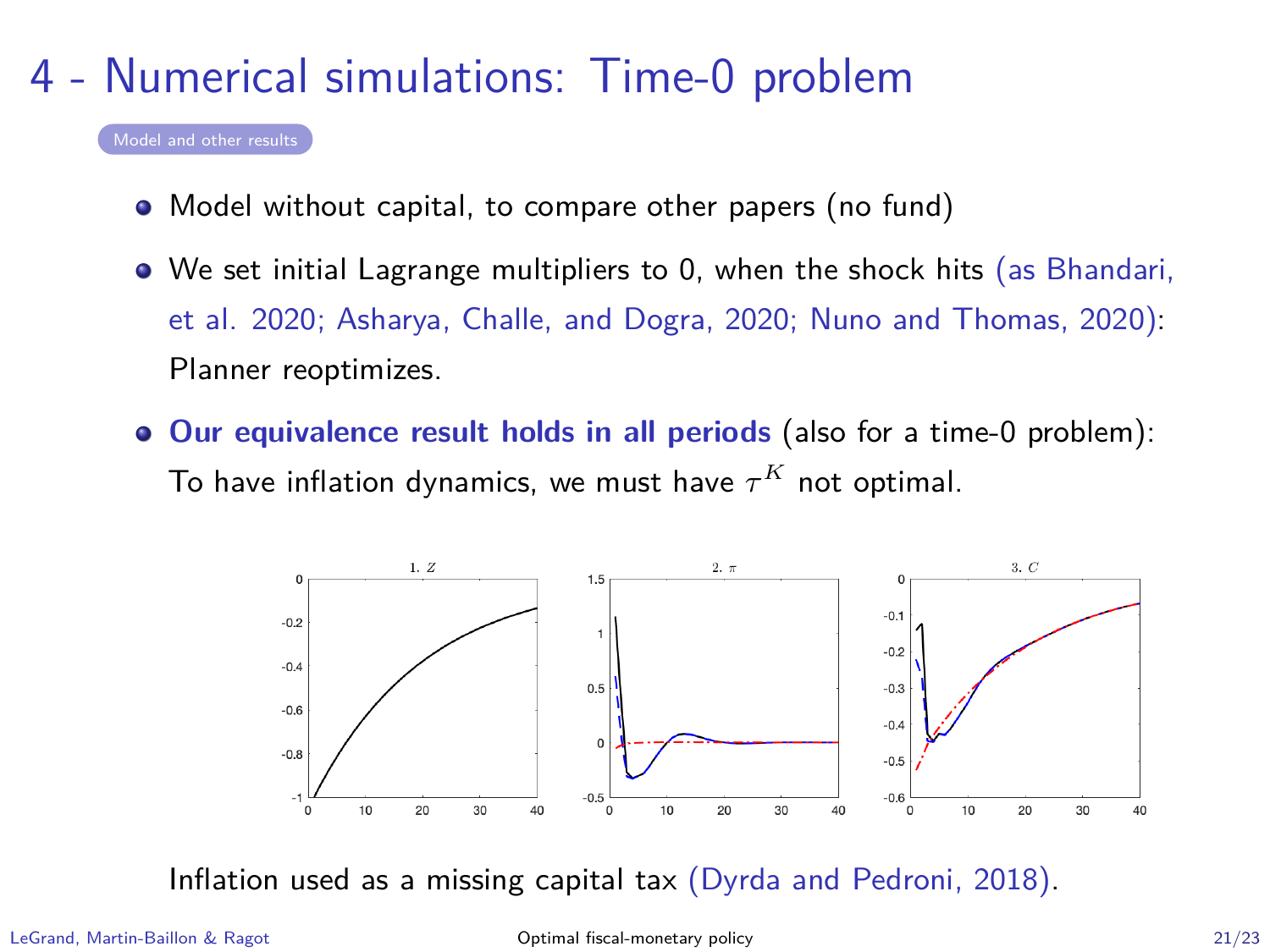# 4 - Numerical simulations: Time-0 problem

Model and other results

- Model without capital, to compare other papers (no fund)
- We set initial Lagrange multipliers to 0, when the shock hits (as Bhandari, et al. 2020; Asharya, Challe, and Dogra, 2020; Nuno and Thomas, 2020): Planner reoptimizes.
- **Our equivalence result holds in all periods** (also for a time-0 problem): To have inflation dynamics, we must have $\tau^K$ not optimal.

Inflation used as a missing capital tax (Dyrda and Pedroni, 2018).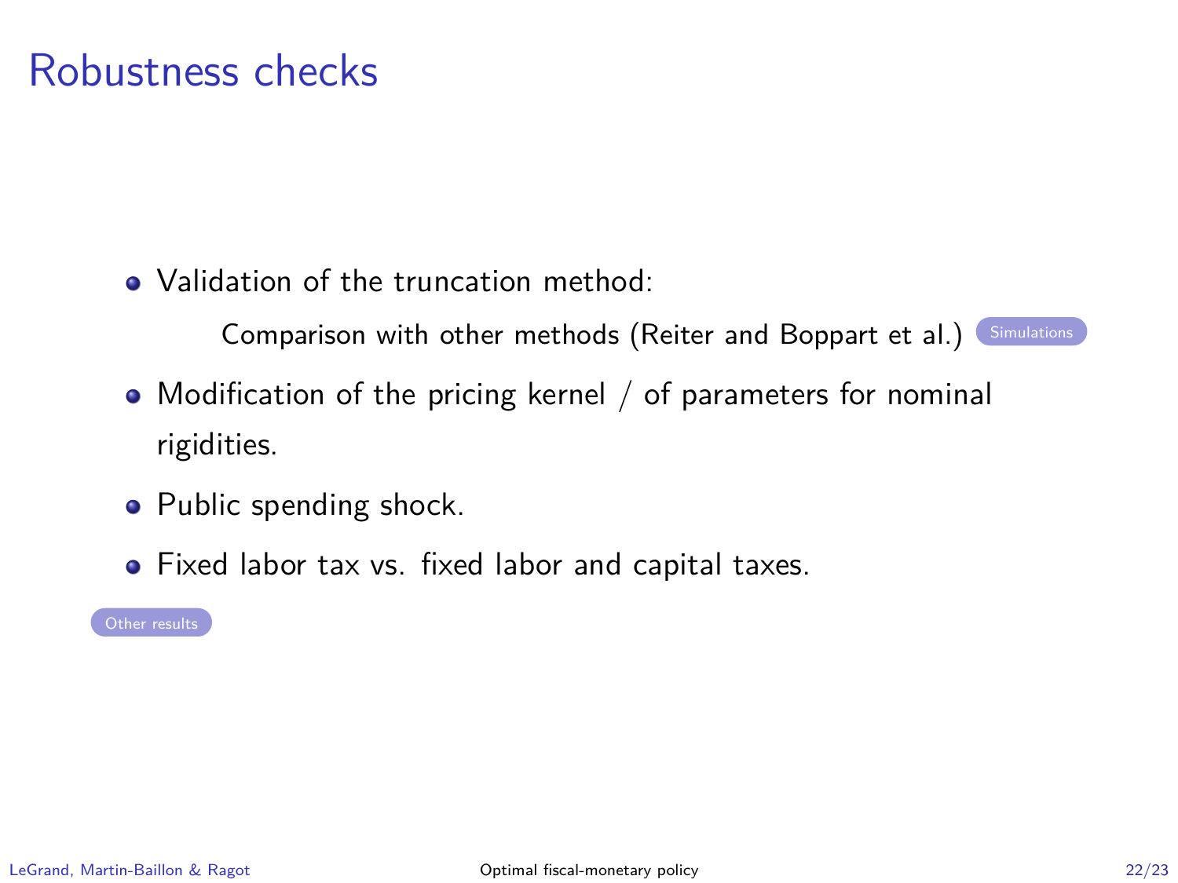# Robustness checks

- Validation of the truncation method:

  Comparison with other methods (Reiter and Boppart et al.) Simulations

- Modification of the pricing kernel / of parameters for nominal rigidities.
- Public spending shock.
- Fixed labor tax vs. fixed labor and capital taxes.

Other results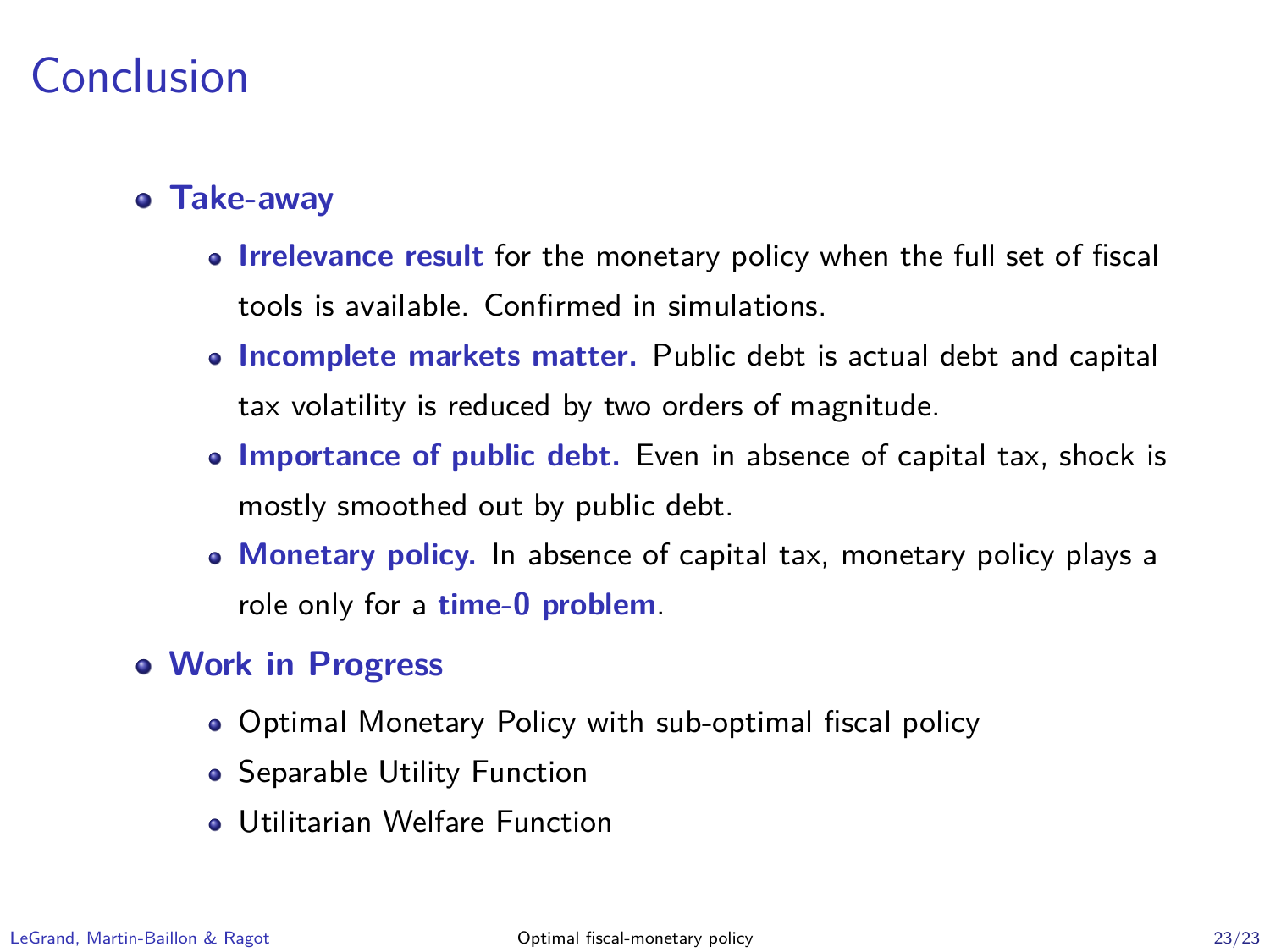# Conclusion

- **Take-away**
  - **Irrelevance result** for the monetary policy when the full set of fiscal tools is available. Confirmed in simulations.
  - **Incomplete markets matter.** Public debt is actual debt and capital tax volatility is reduced by two orders of magnitude.
  - **Importance of public debt.** Even in absence of capital tax, shock is mostly smoothed out by public debt.
  - **Monetary policy.** In absence of capital tax, monetary policy plays a role only for a **time-0 problem**.
- **Work in Progress**
  - Optimal Monetary Policy with sub-optimal fiscal policy
  - Separable Utility Function
  - Utilitarian Welfare Function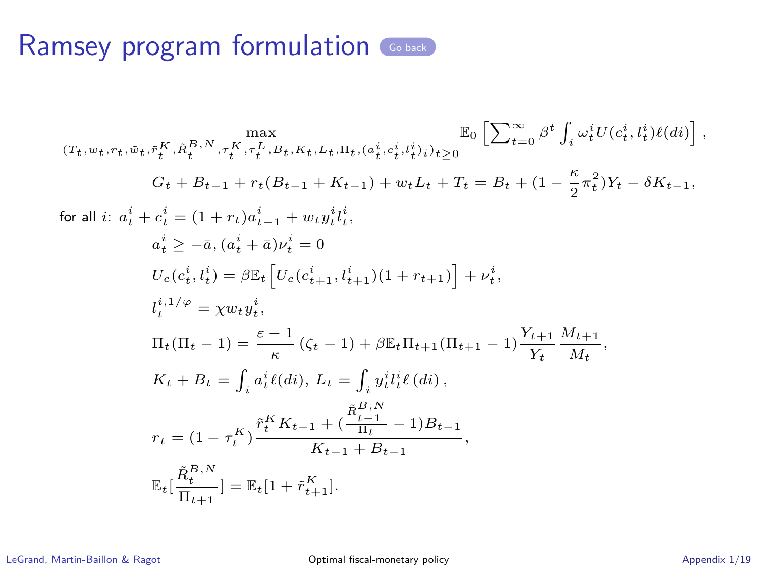# Ramsey program formulation

$$\max_{(T_t, w_t, r_t, \tilde{w}_t, \tilde{r}_t^K, \tilde{R}_t^{B,N}, \tau_t^K, \tau_t^L, B_t, K_t, L_t, \Pi_t, (a_t^i, c_t^i, l_t^i)_i)_{t\geq 0}} \mathbb{E}_0 \left[ \sum_{t=0}^{\infty} \beta^t \int_i \omega_t^i U(c_t^i, l_t^i) \ell(di) \right],$$

$$G_t + B_{t-1} + r_t(B_{t-1} + K_{t-1}) + w_t L_t + T_t = B_t + (1 - \frac{\kappa}{2}\pi_t^2) Y_t - \delta K_{t-1},$$

for all $i$: $a_t^i + c_t^i = (1 + r_t) a_{t-1}^i + w_t y_t^i l_t^i$,

$$a_t^i \geq -\bar{a}, (a_t^i + \bar{a})\nu_t^i = 0$$

$$U_c(c_t^i, l_t^i) = \beta \mathbb{E}_t \left[ U_c(c_{t+1}^i, l_{t+1}^i)(1 + r_{t+1}) \right] + \nu_t^i,$$

$$l_t^{i,1/\varphi} = \chi w_t y_t^i,$$

$$\Pi_t(\Pi_t - 1) = \frac{\varepsilon - 1}{\kappa} (\zeta_t - 1) + \beta \mathbb{E}_t \Pi_{t+1}(\Pi_{t+1} - 1) \frac{Y_{t+1}}{Y_t} \frac{M_{t+1}}{M_t},$$

$$K_t + B_t = \int_i a_t^i \ell(di), \; L_t = \int_i y_t^i l_t^i \ell(di),$$

$$r_t = (1 - \tau_t^K) \frac{\tilde{r}_t^K K_{t-1} + (\frac{\tilde{R}_{t-1}^{B,N}}{\Pi_t} - 1) B_{t-1}}{K_{t-1} + B_{t-1}},$$

$$\mathbb{E}_t[\frac{\tilde{R}_t^{B,N}}{\Pi_{t+1}}] = \mathbb{E}_t[1 + \tilde{r}_{t+1}^K].$$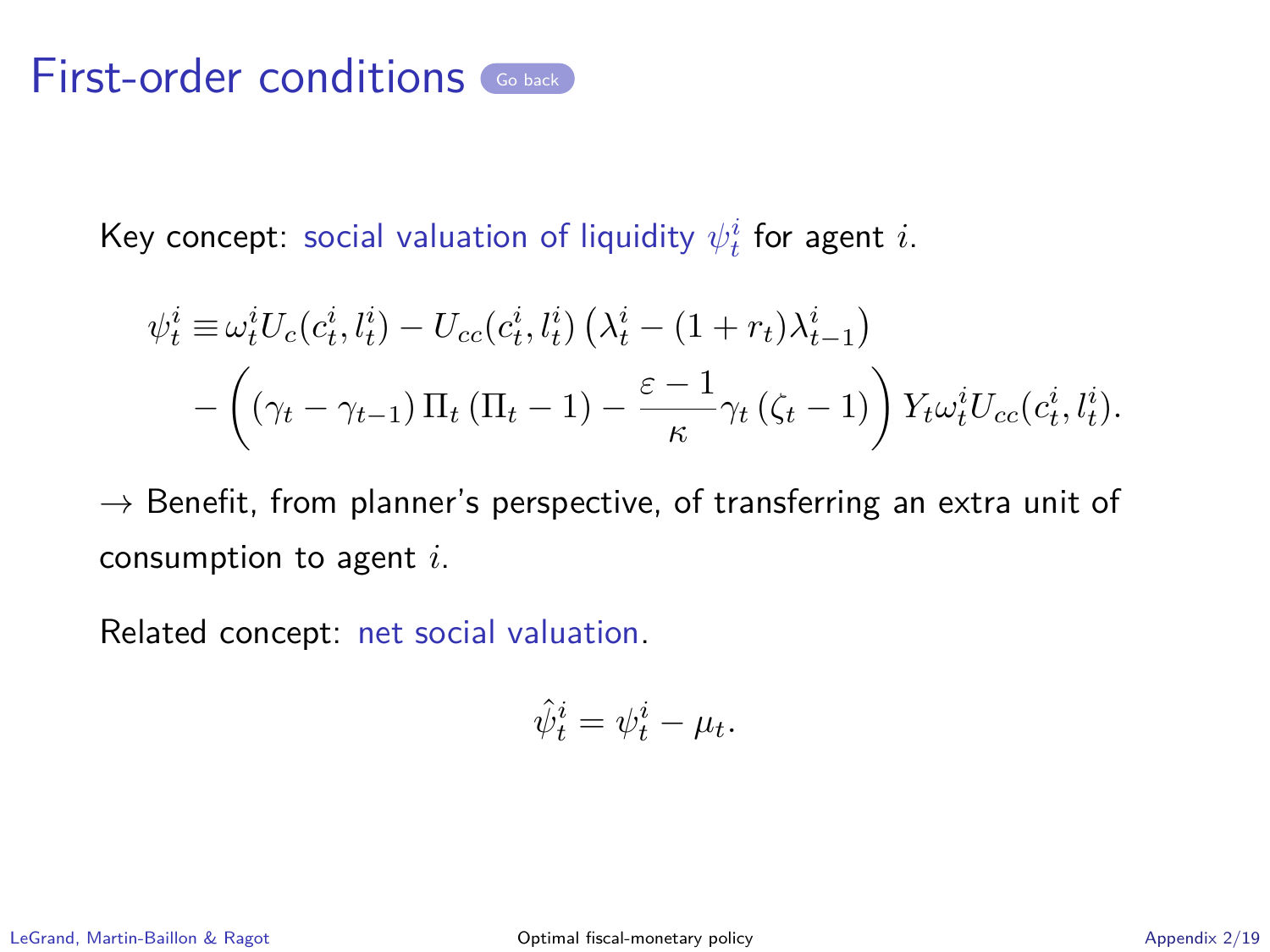# First-order conditions

Key concept: social valuation of liquidity $\psi_t^i$ for agent $i$.

$$
\begin{aligned}
\psi_t^i \equiv\, & \omega_t^i U_c(c_t^i, l_t^i) - U_{cc}(c_t^i, l_t^i)\left(\lambda_t^i - (1+r_t)\lambda_{t-1}^i\right) \\
& - \left( \left(\gamma_t - \gamma_{t-1}\right) \Pi_t \left(\Pi_t - 1\right) - \frac{\varepsilon - 1}{\kappa} \gamma_t \left(\zeta_t - 1\right) \right) Y_t \omega_t^i U_{cc}(c_t^i, l_t^i).
\end{aligned}
$$

→ Benefit, from planner's perspective, of transferring an extra unit of consumption to agent $i$.

Related concept: net social valuation.

$$
\hat{\psi}_t^i = \psi_t^i - \mu_t.
$$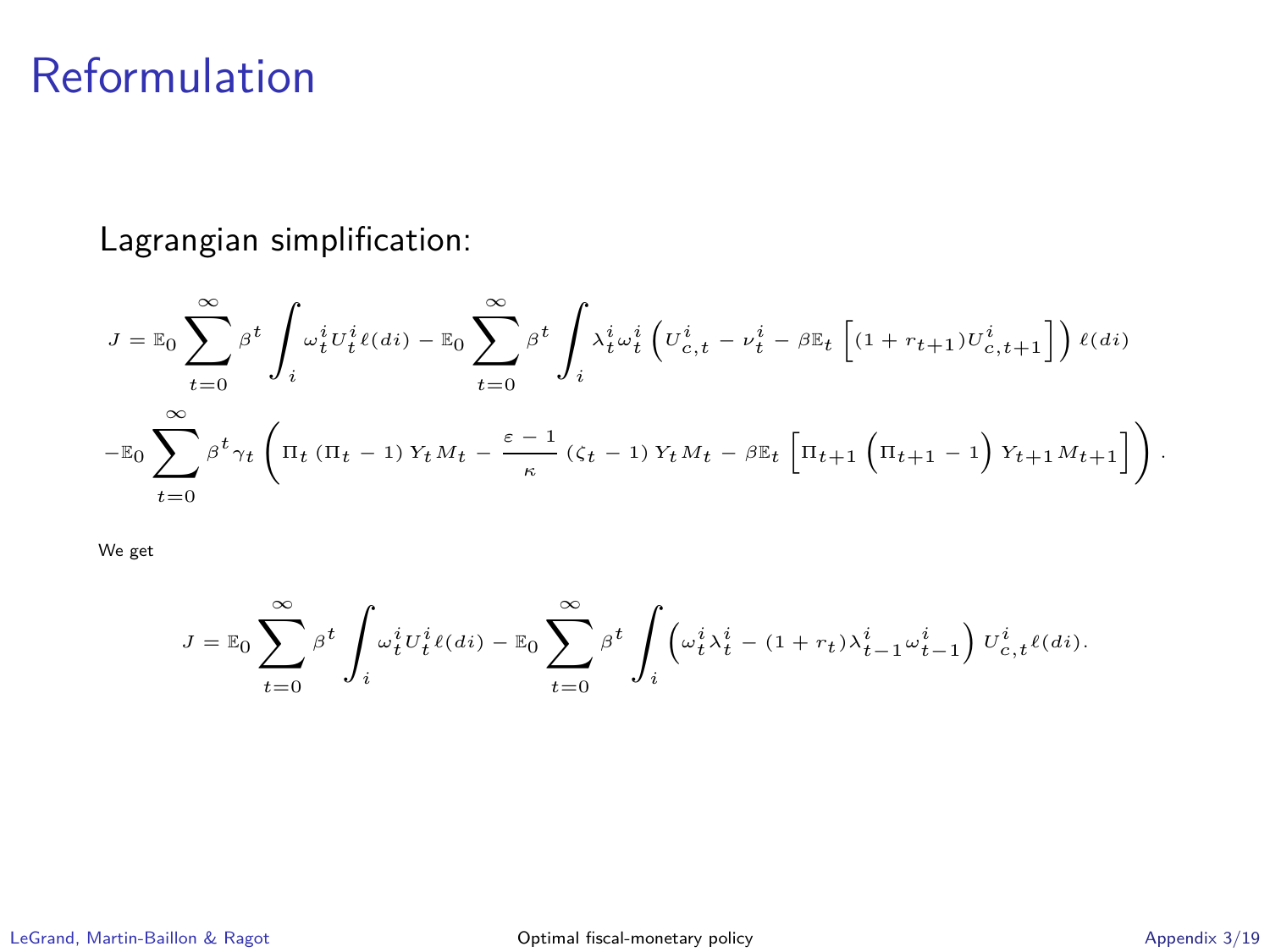# Reformulation

Lagrangian simplification:

$$
J = \mathbb{E}_0 \sum_{t=0}^{\infty} \beta^t \int_i \omega_t^i U_t^i \ell(di) - \mathbb{E}_0 \sum_{t=0}^{\infty} \beta^t \int_i \lambda_t^i \omega_t^i \left( U_{c,t}^i - \nu_t^i - \beta \mathbb{E}_t \left[ (1 + r_{t+1}) U_{c,t+1}^i \right] \right) \ell(di)
$$

$$
-\mathbb{E}_0 \sum_{t=0}^{\infty} \beta^t \gamma_t \left( \Pi_t \left( \Pi_t - 1 \right) Y_t M_t - \frac{\varepsilon - 1}{\kappa} \left( \zeta_t - 1 \right) Y_t M_t - \beta \mathbb{E}_t \left[ \Pi_{t+1} \left( \Pi_{t+1} - 1 \right) Y_{t+1} M_{t+1} \right] \right).
$$

We get

$$
J = \mathbb{E}_0 \sum_{t=0}^{\infty} \beta^t \int_i \omega_t^i U_t^i \ell(di) - \mathbb{E}_0 \sum_{t=0}^{\infty} \beta^t \int_i \left( \omega_t^i \lambda_t^i - (1 + r_t) \lambda_{t-1}^i \omega_{t-1}^i \right) U_{c,t}^i \ell(di).
$$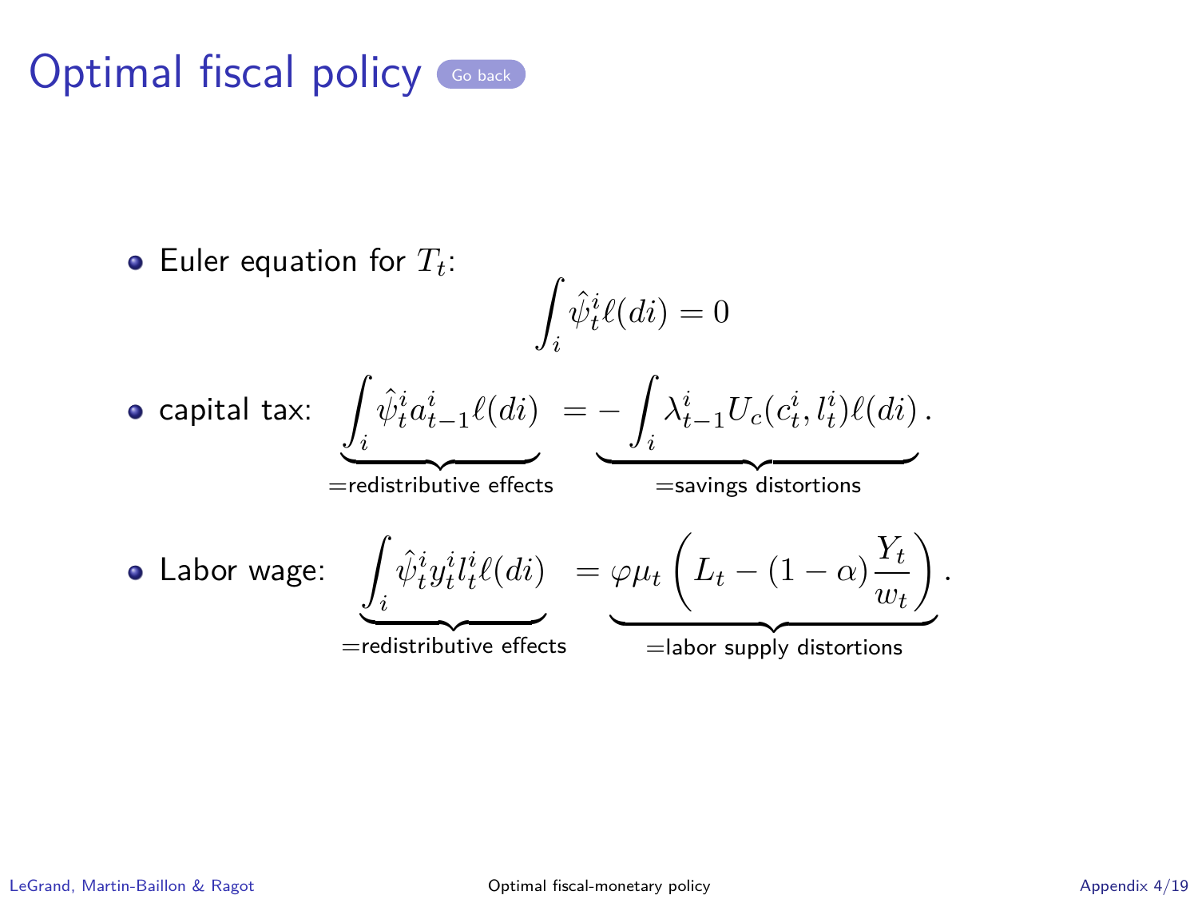# Optimal fiscal policy

Go back

- Euler equation for $T_t$:

$$\int_i \hat{\psi}_t^i \ell(di) = 0$$

- capital tax:

$$\underbrace{\int_i \hat{\psi}_t^i a_{t-1}^i \ell(di)}_{=\text{redistributive effects}} = \underbrace{-\int_i \lambda_{t-1}^i U_c(c_t^i, l_t^i)\ell(di)}_{=\text{savings distortions}}.$$

- Labor wage:

$$\underbrace{\int_i \hat{\psi}_t^i y_t^i l_t^i \ell(di)}_{=\text{redistributive effects}} = \underbrace{\varphi \mu_t \left( L_t - (1-\alpha)\frac{Y_t}{w_t} \right)}_{=\text{labor supply distortions}}.$$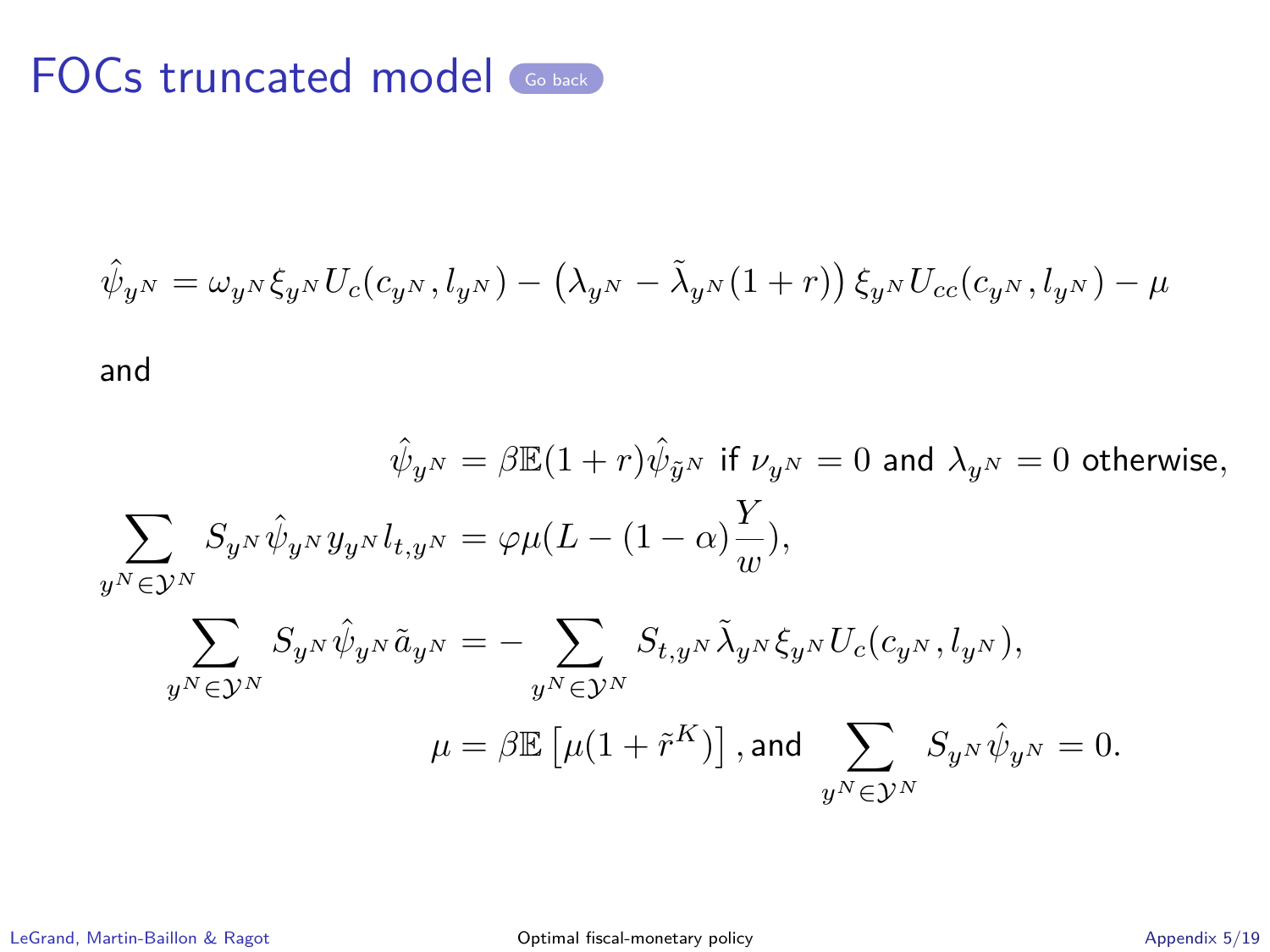# FOCs truncated model

$$\hat{\psi}_{y^N} = \omega_{y^N} \xi_{y^N} U_c(c_{y^N}, l_{y^N}) - \left(\lambda_{y^N} - \tilde{\lambda}_{y^N}(1+r)\right) \xi_{y^N} U_{cc}(c_{y^N}, l_{y^N}) - \mu$$

and

$$\hat{\psi}_{y^N} = \beta \mathbb{E}(1+r)\hat{\psi}_{\tilde{y}^N} \text{ if } \nu_{y^N} = 0 \text{ and } \lambda_{y^N} = 0 \text{ otherwise,}$$

$$\sum_{y^N \in \mathcal{Y}^N} S_{y^N} \hat{\psi}_{y^N} y_{y^N} l_{t,y^N} = \varphi \mu (L - (1-\alpha)\frac{Y}{w}),$$

$$\sum_{y^N \in \mathcal{Y}^N} S_{y^N} \hat{\psi}_{y^N} \tilde{a}_{y^N} = - \sum_{y^N \in \mathcal{Y}^N} S_{t,y^N} \tilde{\lambda}_{y^N} \xi_{y^N} U_c(c_{y^N}, l_{y^N}),$$

$$\mu = \beta \mathbb{E}\left[\mu(1+\tilde{r}^K)\right], \text{and } \sum_{y^N \in \mathcal{Y}^N} S_{y^N} \hat{\psi}_{y^N} = 0.$$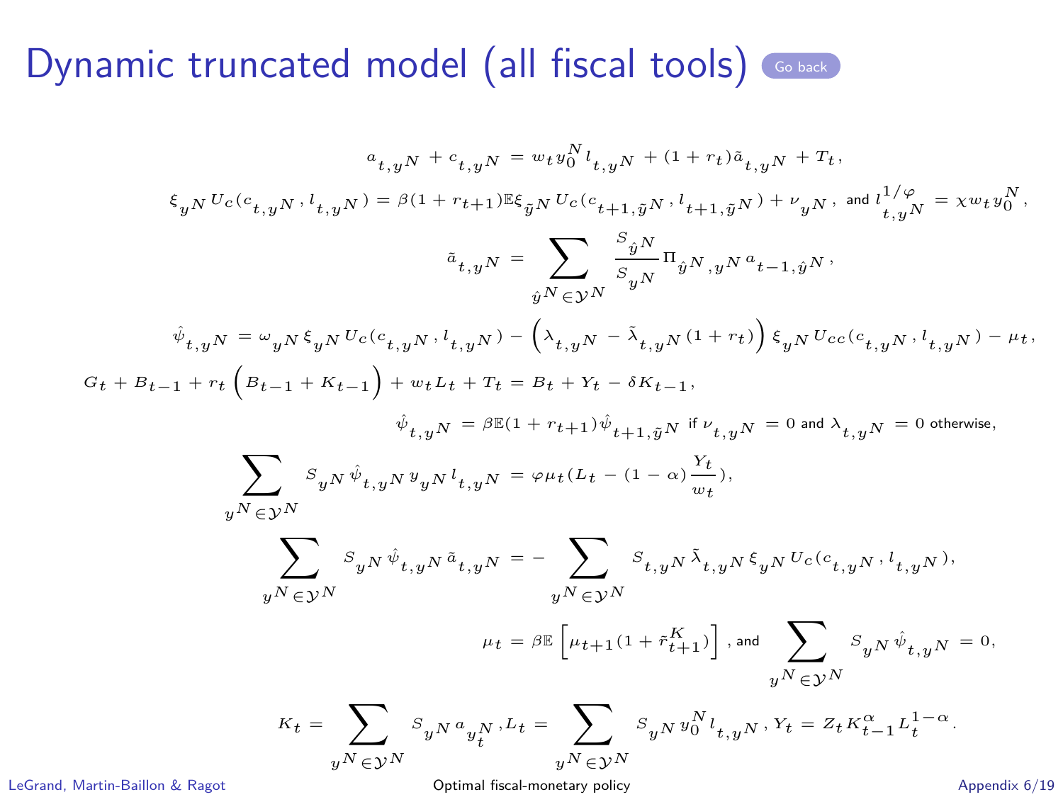# Dynamic truncated model (all fiscal tools)

Go back

$$a_{t,y^N} + c_{t,y^N} = w_t y_0^N l_{t,y^N} + (1+r_t)\tilde{a}_{t,y^N} + T_t,$$

$$\xi_{y^N} U_c(c_{t,y^N}, l_{t,y^N}) = \beta(1+r_{t+1})\mathbb{E}\xi_{\tilde{y}^N} U_c(c_{t+1,\tilde{y}^N}, l_{t+1,\tilde{y}^N}) + \nu_{y^N}, \text{ and } l_{t,y^N}^{1/\varphi} = \chi w_t y_0^N,$$

$$\tilde{a}_{t,y^N} = \sum_{\hat{y}^N \in \mathcal{Y}^N} \frac{S_{\hat{y}^N}}{S_{y^N}} \Pi_{\hat{y}^N, y^N} a_{t-1,\hat{y}^N},$$

$$\hat{\psi}_{t,y^N} = \omega_{y^N} \xi_{y^N} U_c(c_{t,y^N}, l_{t,y^N}) - \left(\lambda_{t,y^N} - \tilde{\lambda}_{t,y^N}(1+r_t)\right) \xi_{y^N} U_{cc}(c_{t,y^N}, l_{t,y^N}) - \mu_t,$$

$$G_t + B_{t-1} + r_t\left(B_{t-1} + K_{t-1}\right) + w_t L_t + T_t = B_t + Y_t - \delta K_{t-1},$$

$$\hat{\psi}_{t,y^N} = \beta\mathbb{E}(1+r_{t+1})\hat{\psi}_{t+1,\tilde{y}^N} \text{ if } \nu_{t,y^N} = 0 \text{ and } \lambda_{t,y^N} = 0 \text{ otherwise},$$

$$\sum_{y^N \in \mathcal{Y}^N} S_{y^N} \hat{\psi}_{t,y^N} y_{y^N} l_{t,y^N} = \varphi \mu_t (L_t - (1-\alpha)\frac{Y_t}{w_t}),$$

$$\sum_{y^N \in \mathcal{Y}^N} S_{y^N} \hat{\psi}_{t,y^N} \tilde{a}_{t,y^N} = -\sum_{y^N \in \mathcal{Y}^N} S_{t,y^N} \tilde{\lambda}_{t,y^N} \xi_{y^N} U_c(c_{t,y^N}, l_{t,y^N}),$$

$$\mu_t = \beta\mathbb{E}\left[\mu_{t+1}(1+\tilde{r}_{t+1}^K)\right], \text{ and } \sum_{y^N \in \mathcal{Y}^N} S_{y^N} \hat{\psi}_{t,y^N} = 0,$$

$$K_t = \sum_{y^N \in \mathcal{Y}^N} S_{y^N} a_{y_t^N}, L_t = \sum_{y^N \in \mathcal{Y}^N} S_{y^N} y_0^N l_{t,y^N}, Y_t = Z_t K_{t-1}^{\alpha} L_t^{1-\alpha}.$$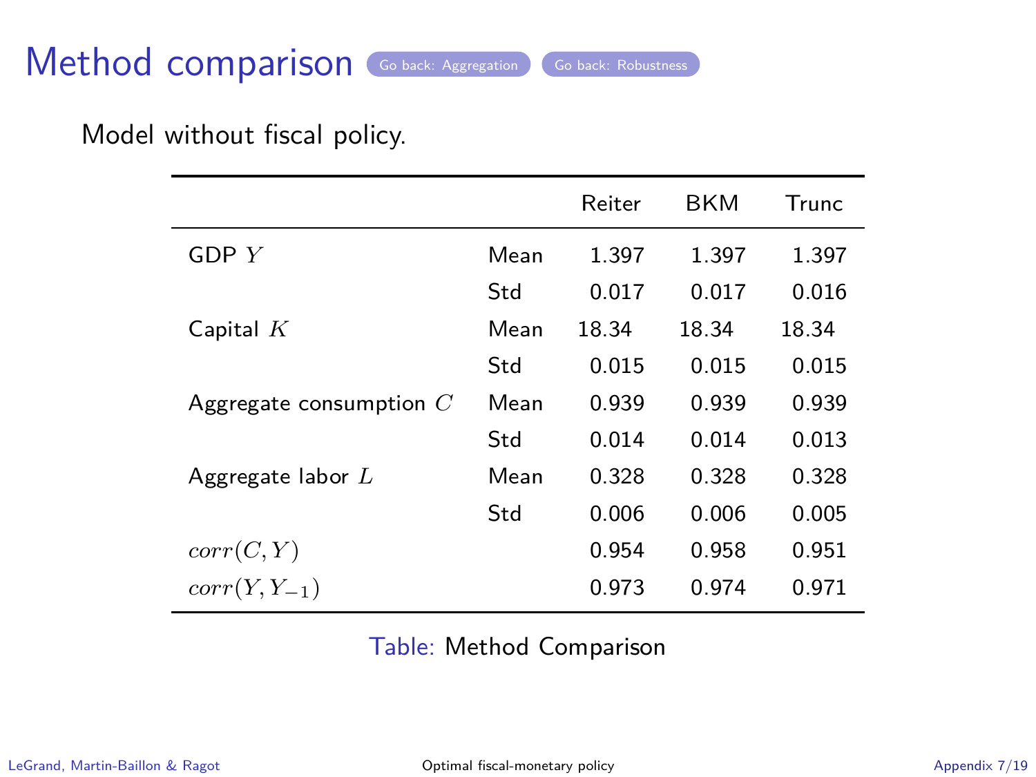# Method comparison

Go back: Aggregation  Go back: Robustness

Model without fiscal policy.

| | | Reiter | BKM | Trunc |
|---|---|---|---|---|
| GDP $Y$ | Mean | 1.397 | 1.397 | 1.397 |
| | Std | 0.017 | 0.017 | 0.016 |
| Capital $K$ | Mean | 18.34 | 18.34 | 18.34 |
| | Std | 0.015 | 0.015 | 0.015 |
| Aggregate consumption $C$ | Mean | 0.939 | 0.939 | 0.939 |
| | Std | 0.014 | 0.014 | 0.013 |
| Aggregate labor $L$ | Mean | 0.328 | 0.328 | 0.328 |
| | Std | 0.006 | 0.006 | 0.005 |
| $corr(C, Y)$ | | 0.954 | 0.958 | 0.951 |
| $corr(Y, Y_{-1})$ | | 0.973 | 0.974 | 0.971 |

Table: Method Comparison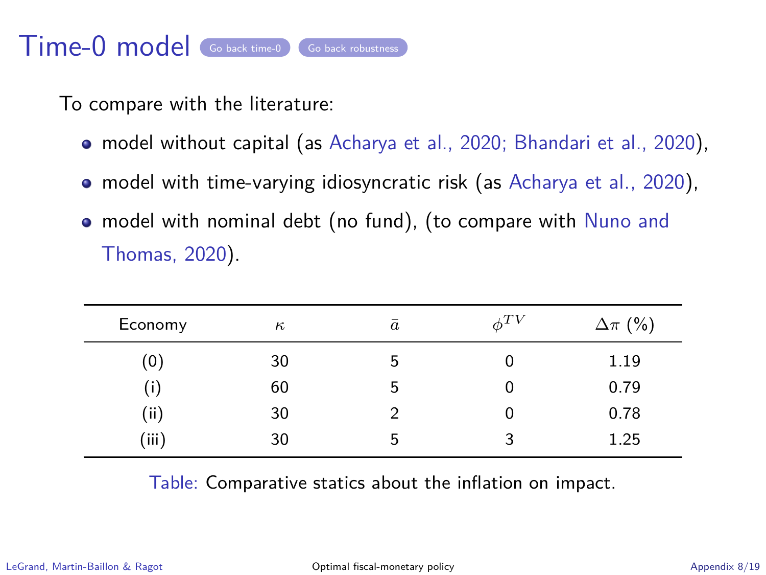# Time-0 model

Go back time-0 Go back robustness

To compare with the literature:

- model without capital (as Acharya et al., 2020; Bhandari et al., 2020),
- model with time-varying idiosyncratic risk (as Acharya et al., 2020),
- model with nominal debt (no fund), (to compare with Nuno and Thomas, 2020).

| Economy | $\kappa$ | $\bar{a}$ | $\phi^{TV}$ | $\Delta\pi$ (%) |
|---|---|---|---|---|
| (0) | 30 | 5 | 0 | 1.19 |
| (i) | 60 | 5 | 0 | 0.79 |
| (ii) | 30 | 2 | 0 | 0.78 |
| (iii) | 30 | 5 | 3 | 1.25 |

Table: Comparative statics about the inflation on impact.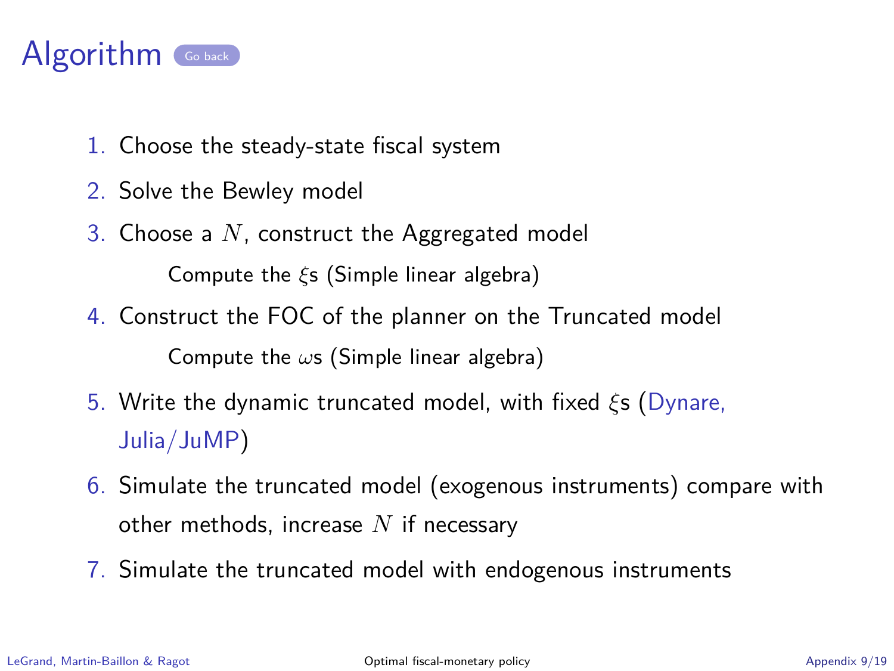# Algorithm

1. Choose the steady-state fiscal system
2. Solve the Bewley model
3. Choose a $N$, construct the Aggregated model

   Compute the $\xi$s (Simple linear algebra)
4. Construct the FOC of the planner on the Truncated model

   Compute the $\omega$s (Simple linear algebra)
5. Write the dynamic truncated model, with fixed $\xi$s (Dynare, Julia/JuMP)
6. Simulate the truncated model (exogenous instruments) compare with other methods, increase $N$ if necessary
7. Simulate the truncated model with endogenous instruments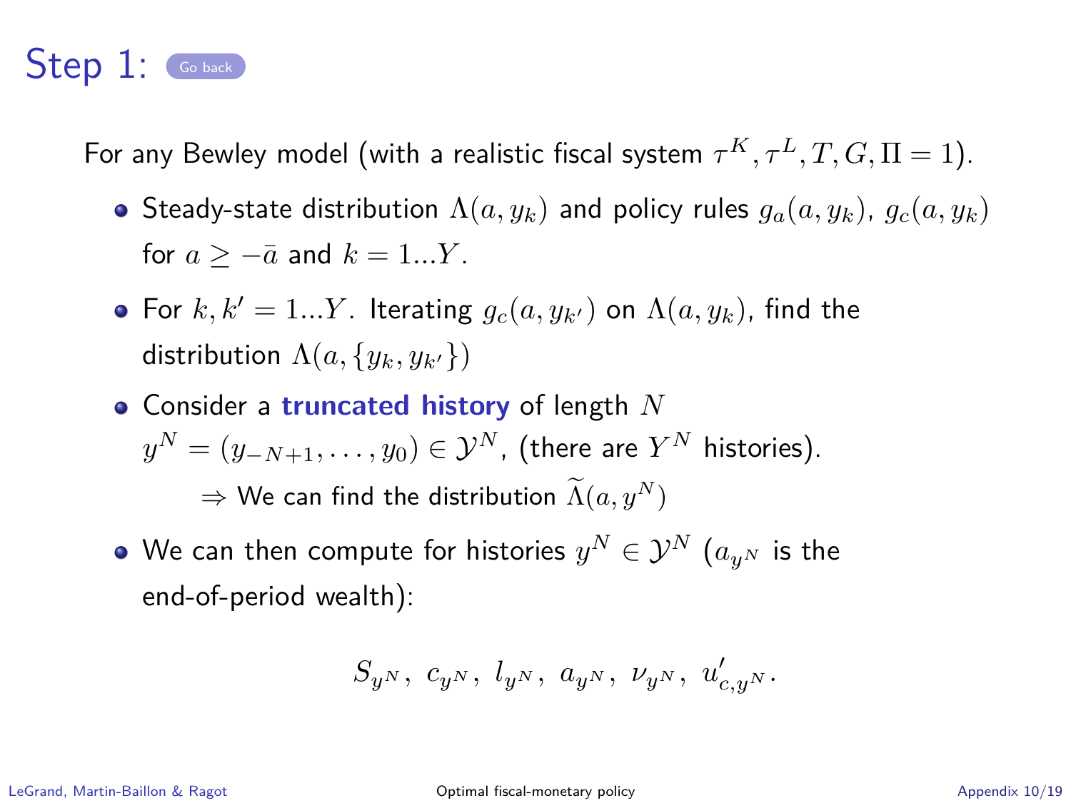# Step 1: Go back

For any Bewley model (with a realistic fiscal system $\tau^K, \tau^L, T, G, \Pi = 1$).

- Steady-state distribution $\Lambda(a, y_k)$ and policy rules $g_a(a, y_k)$, $g_c(a, y_k)$ for $a \geq -\bar{a}$ and $k = 1...Y$.
- For $k, k' = 1...Y$. Iterating $g_c(a, y_{k'})$ on $\Lambda(a, y_k)$, find the distribution $\Lambda(a, \{y_k, y_{k'}\})$
- Consider a **truncated history** of length $N$ $y^N = (y_{-N+1}, \ldots, y_0) \in \mathcal{Y}^N$, (there are $Y^N$ histories).
  
  $\Rightarrow$ We can find the distribution $\widetilde{\Lambda}(a, y^N)$
- We can then compute for histories $y^N \in \mathcal{Y}^N$ ($a_{y^N}$ is the end-of-period wealth):

$$S_{y^N},\ c_{y^N},\ l_{y^N},\ a_{y^N},\ \nu_{y^N},\ u'_{c,y^N}.$$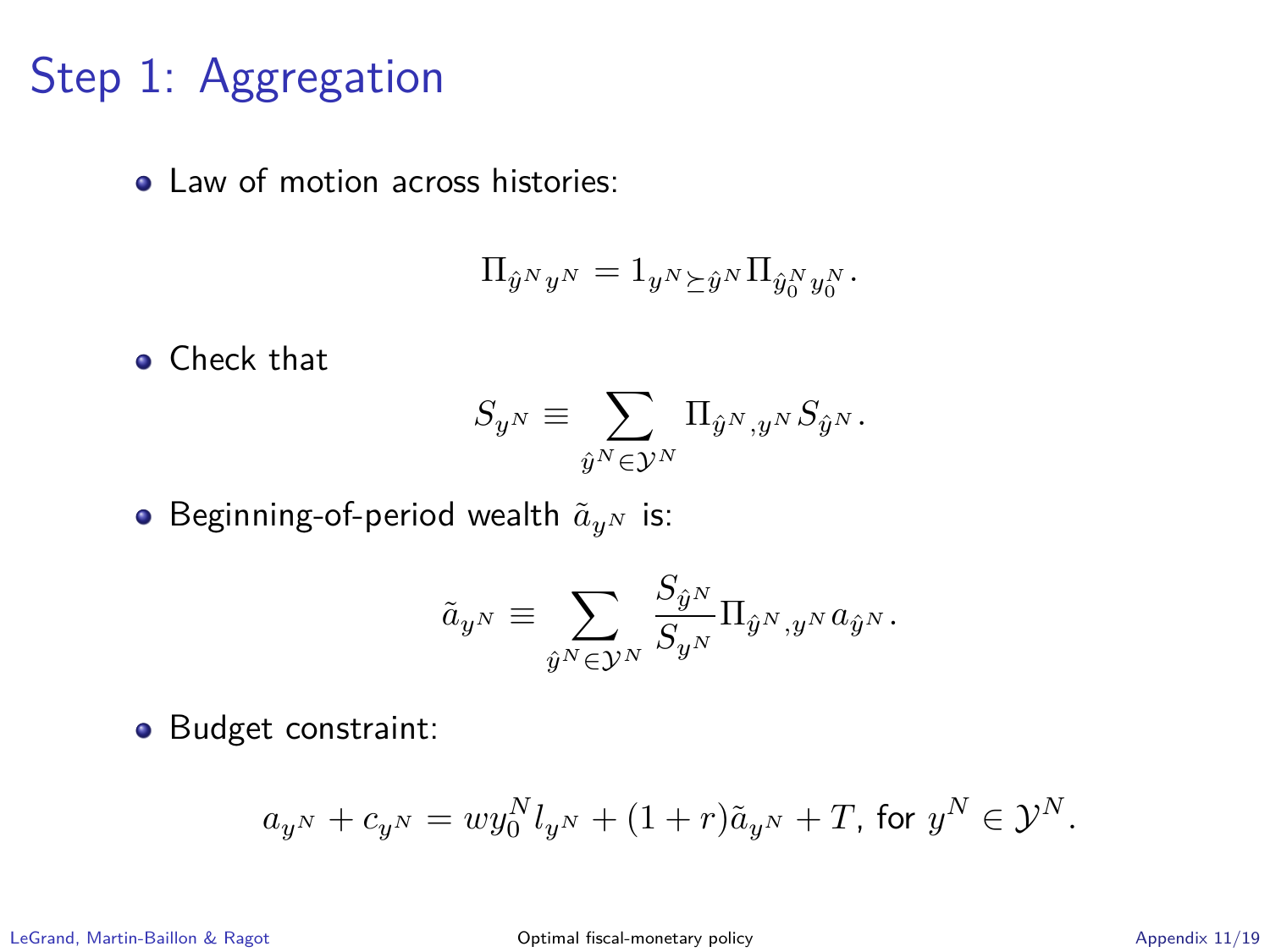# Step 1: Aggregation

- Law of motion across histories:

$$\Pi_{\hat{y}^N y^N} = 1_{y^N \succeq \hat{y}^N} \Pi_{\hat{y}_0^N y_0^N}.$$

- Check that

$$S_{y^N} \equiv \sum_{\hat{y}^N \in \mathcal{Y}^N} \Pi_{\hat{y}^N, y^N} S_{\hat{y}^N}.$$

- Beginning-of-period wealth $\tilde{a}_{y^N}$ is:

$$\tilde{a}_{y^N} \equiv \sum_{\hat{y}^N \in \mathcal{Y}^N} \frac{S_{\hat{y}^N}}{S_{y^N}} \Pi_{\hat{y}^N, y^N} a_{\hat{y}^N}.$$

- Budget constraint:

$$a_{y^N} + c_{y^N} = w y_0^N l_{y^N} + (1+r)\tilde{a}_{y^N} + T, \text{ for } y^N \in \mathcal{Y}^N.$$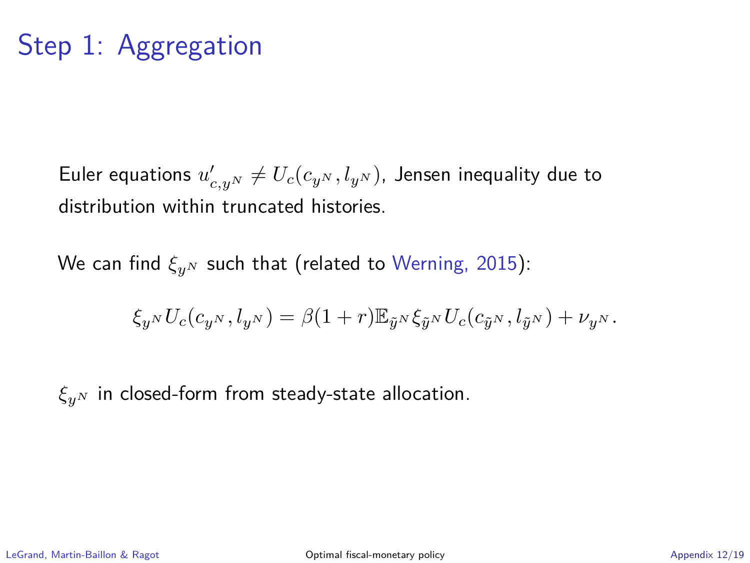# Step 1: Aggregation

Euler equations $u'_{c,y^N} \neq U_c(c_{y^N}, l_{y^N})$, Jensen inequality due to distribution within truncated histories.

We can find $\xi_{y^N}$ such that (related to Werning, 2015):

$$\xi_{y^N} U_c(c_{y^N}, l_{y^N}) = \beta(1+r)\mathbb{E}_{\tilde{y}^N} \xi_{\tilde{y}^N} U_c(c_{\tilde{y}^N}, l_{\tilde{y}^N}) + \nu_{y^N}.$$

$\xi_{y^N}$ in closed-form from steady-state allocation.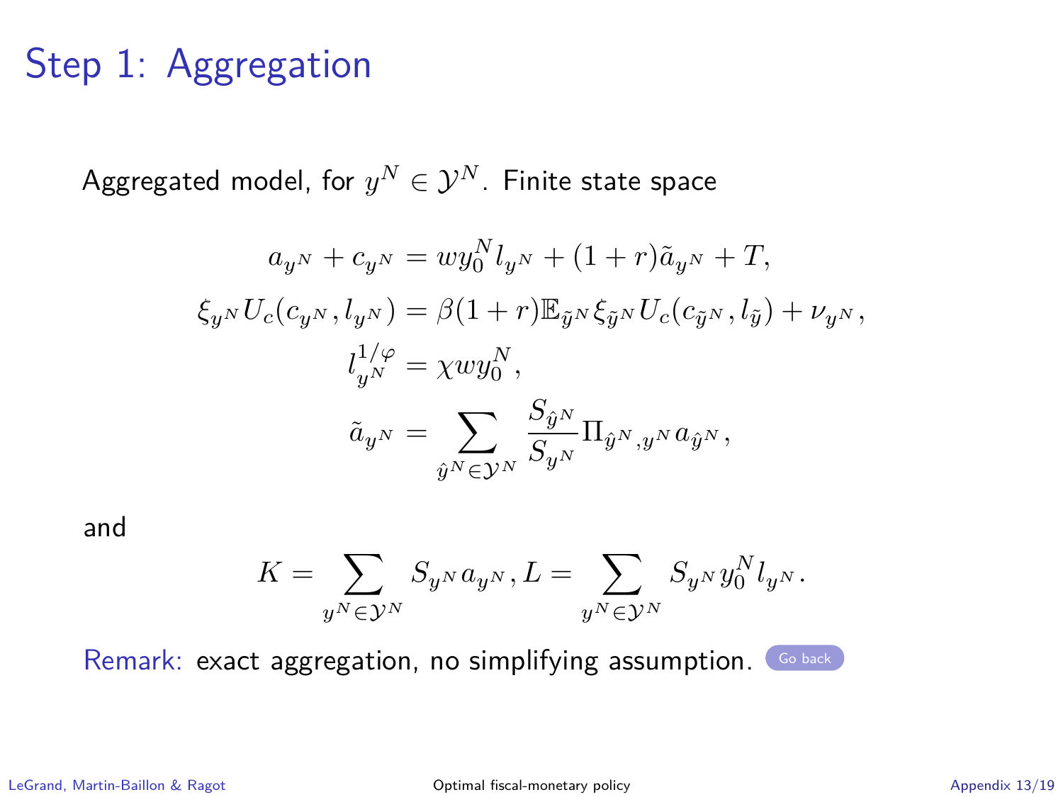# Step 1: Aggregation

Aggregated model, for $y^N \in \mathcal{Y}^N$. Finite state space

$$
\begin{aligned}
a_{y^N} + c_{y^N} &= w y_0^N l_{y^N} + (1+r)\tilde{a}_{y^N} + T, \\
\xi_{y^N} U_c(c_{y^N}, l_{y^N}) &= \beta(1+r)\mathbb{E}_{\tilde{y}^N} \xi_{\tilde{y}^N} U_c(c_{\tilde{y}^N}, l_{\tilde{y}}) + \nu_{y^N}, \\
l_{y^N}^{1/\varphi} &= \chi w y_0^N, \\
\tilde{a}_{y^N} &= \sum_{\hat{y}^N \in \mathcal{Y}^N} \frac{S_{\hat{y}^N}}{S_{y^N}} \Pi_{\hat{y}^N, y^N} a_{\hat{y}^N},
\end{aligned}
$$

and

$$
K = \sum_{y^N \in \mathcal{Y}^N} S_{y^N} a_{y^N}, L = \sum_{y^N \in \mathcal{Y}^N} S_{y^N} y_0^N l_{y^N}.
$$

Remark: exact aggregation, no simplifying assumption. Go back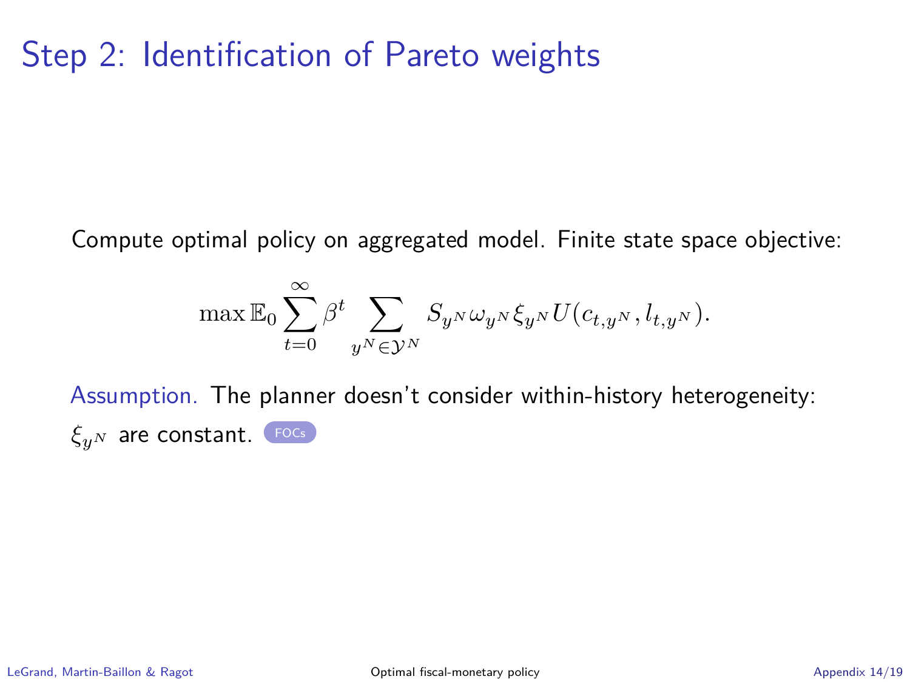# Step 2: Identification of Pareto weights

Compute optimal policy on aggregated model. Finite state space objective:

$$\max \mathbb{E}_0 \sum_{t=0}^{\infty} \beta^t \sum_{y^N \in \mathcal{Y}^N} S_{y^N} \omega_{y^N} \xi_{y^N} U(c_{t,y^N}, l_{t,y^N}).$$

Assumption. The planner doesn't consider within-history heterogeneity: $\xi_{y^N}$ are constant. FOCs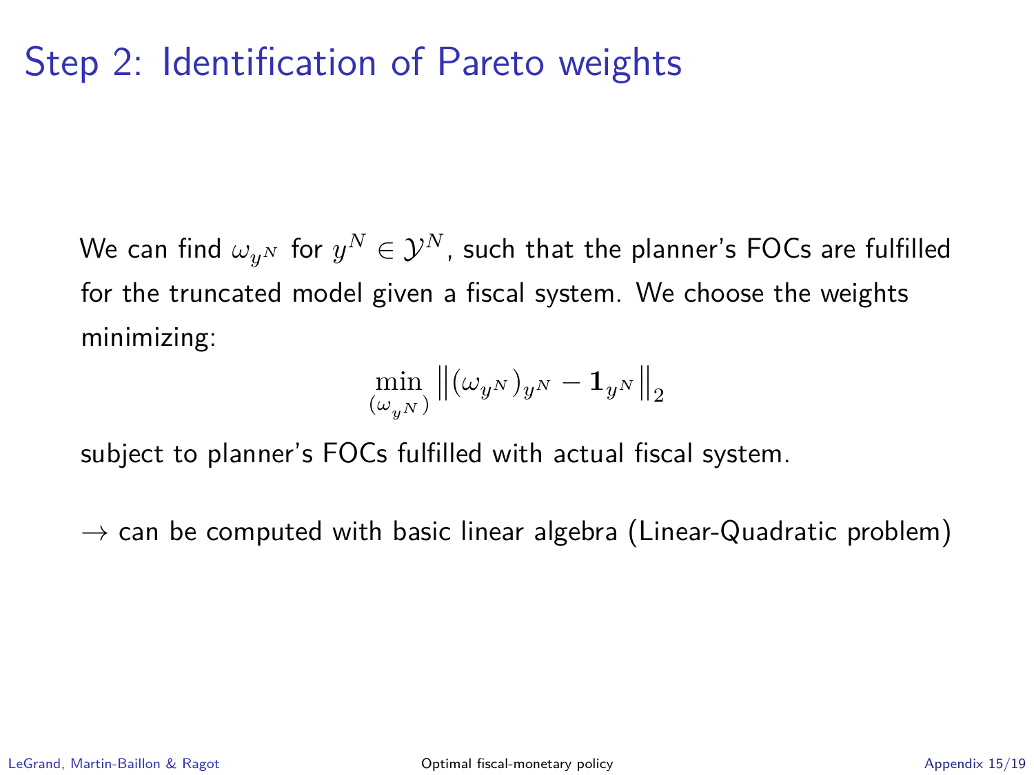# Step 2: Identification of Pareto weights

We can find $\omega_{y^N}$ for $y^N \in \mathcal{Y}^N$, such that the planner's FOCs are fulfilled for the truncated model given a fiscal system. We choose the weights minimizing:

$$\min_{(\omega_{y^N})} \left\| (\omega_{y^N})_{y^N} - \mathbf{1}_{y^N} \right\|_2$$

subject to planner's FOCs fulfilled with actual fiscal system.

$\rightarrow$ can be computed with basic linear algebra (Linear-Quadratic problem)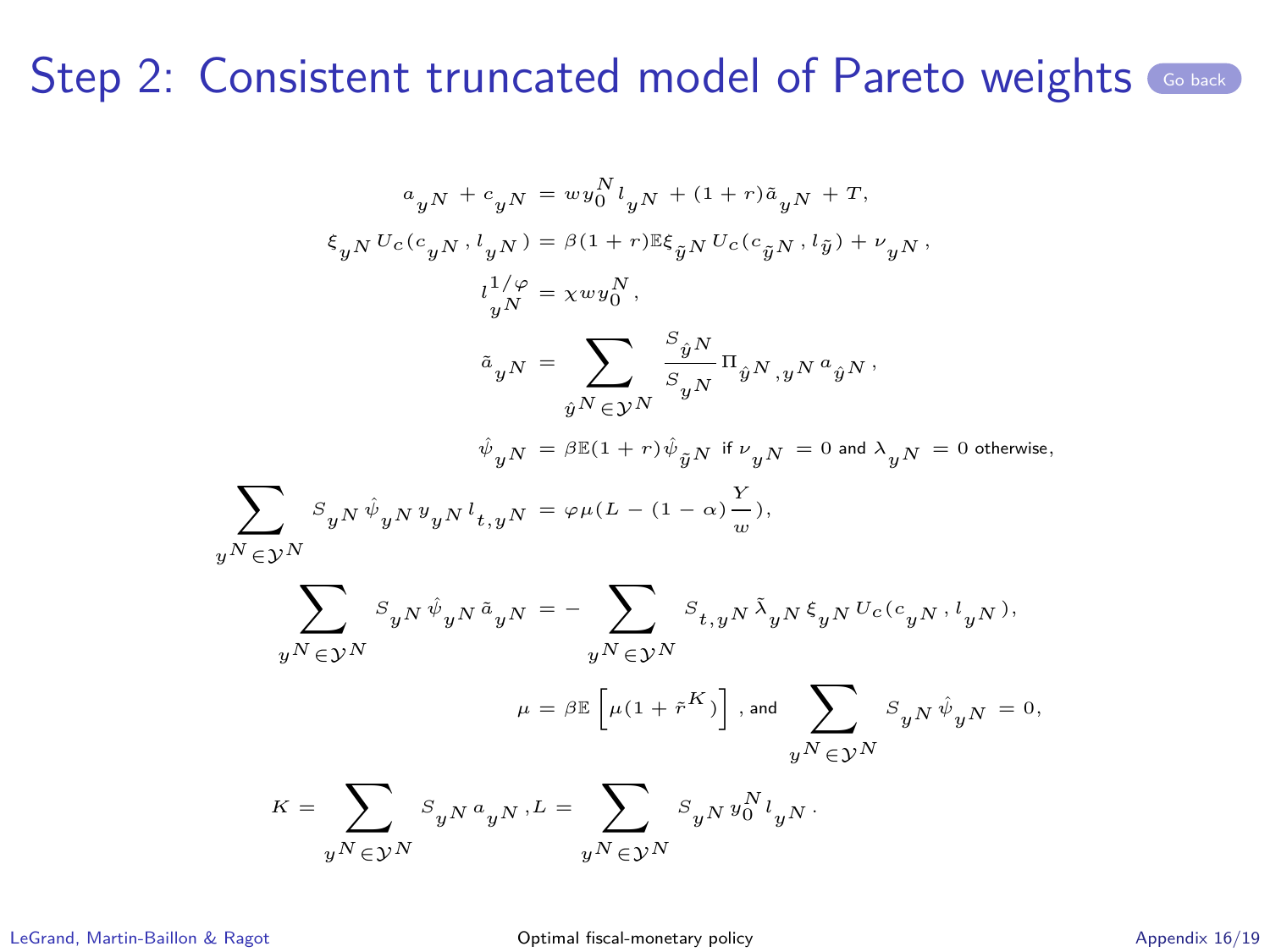# Step 2: Consistent truncated model of Pareto weights

$$a_{y^N} + c_{y^N} = w y_0^N l_{y^N} + (1+r)\tilde{a}_{y^N} + T,$$

$$\xi_{y^N} U_c(c_{y^N}, l_{y^N}) = \beta(1+r)\mathbb{E}\xi_{\tilde{y}^N} U_c(c_{\tilde{y}^N}, l_{\tilde{y}}) + \nu_{y^N},$$

$$l_{y^N}^{1/\varphi} = \chi w y_0^N,$$

$$\tilde{a}_{y^N} = \sum_{\hat{y}^N \in \mathcal{Y}^N} \frac{S_{\hat{y}^N}}{S_{y^N}} \Pi_{\hat{y}^N, y^N} a_{\hat{y}^N},$$

$$\hat{\psi}_{y^N} = \beta\mathbb{E}(1+r)\hat{\psi}_{\tilde{y}^N} \text{ if } \nu_{y^N} = 0 \text{ and } \lambda_{y^N} = 0 \text{ otherwise},$$

$$\sum_{y^N \in \mathcal{Y}^N} S_{y^N} \hat{\psi}_{y^N} y_{y^N} l_{t,y^N} = \varphi\mu(L - (1-\alpha)\frac{Y}{w}),$$

$$\sum_{y^N \in \mathcal{Y}^N} S_{y^N} \hat{\psi}_{y^N} \tilde{a}_{y^N} = -\sum_{y^N \in \mathcal{Y}^N} S_{t,y^N} \tilde{\lambda}_{y^N} \xi_{y^N} U_c(c_{y^N}, l_{y^N}),$$

$$\mu = \beta\mathbb{E}\left[\mu(1+\tilde{r}^K)\right], \text{ and } \sum_{y^N \in \mathcal{Y}^N} S_{y^N} \hat{\psi}_{y^N} = 0,$$

$$K = \sum_{y^N \in \mathcal{Y}^N} S_{y^N} a_{y^N}, L = \sum_{y^N \in \mathcal{Y}^N} S_{y^N} y_0^N l_{y^N}.$$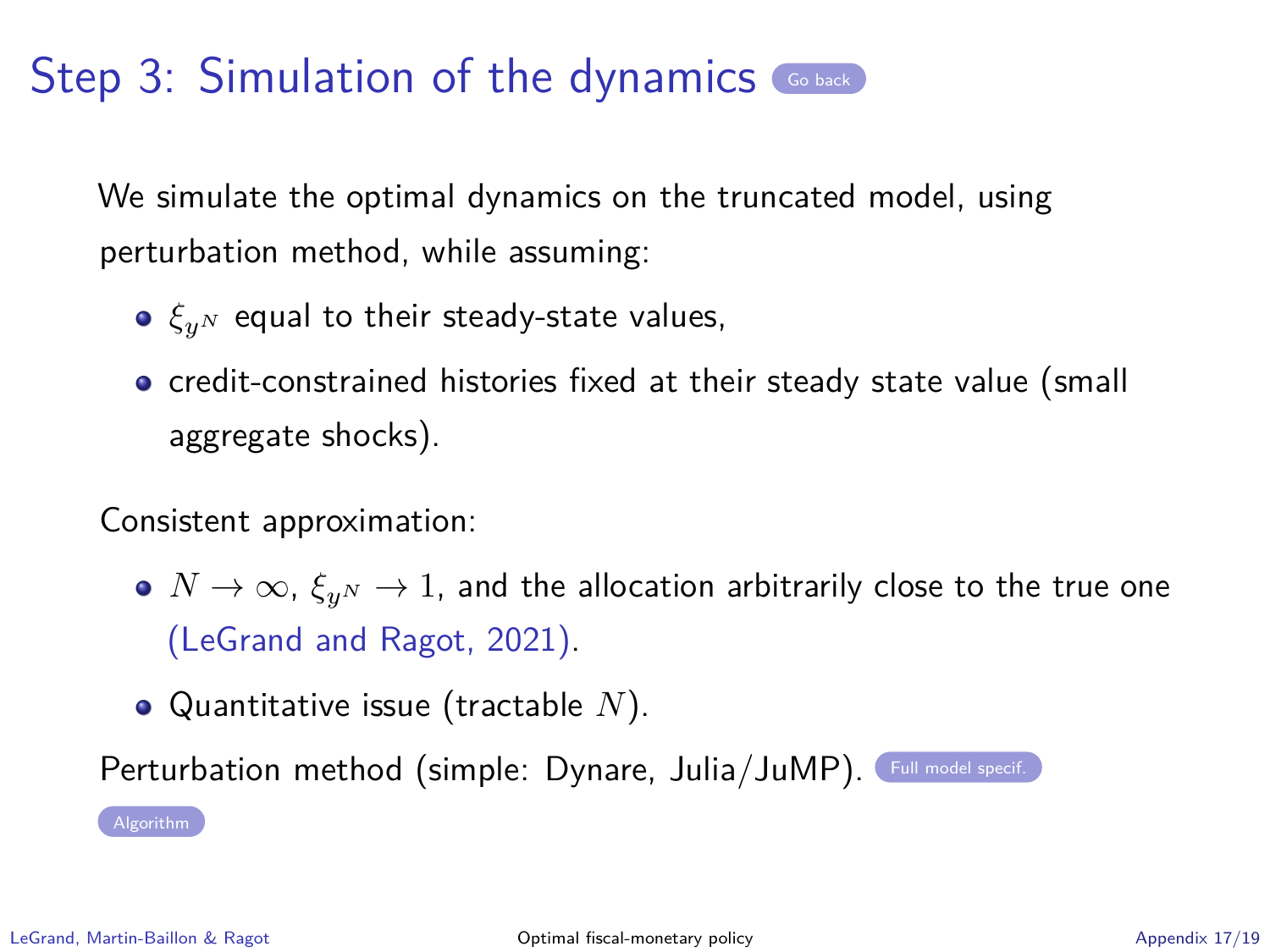# Step 3: Simulation of the dynamics

Go back

We simulate the optimal dynamics on the truncated model, using perturbation method, while assuming:

- $\xi_{y^N}$ equal to their steady-state values,
- credit-constrained histories fixed at their steady state value (small aggregate shocks).

Consistent approximation:

- $N \to \infty$, $\xi_{y^N} \to 1$, and the allocation arbitrarily close to the true one (LeGrand and Ragot, 2021).
- Quantitative issue (tractable $N$).

Perturbation method (simple: Dynare, Julia/JuMP). Full model specif.

Algorithm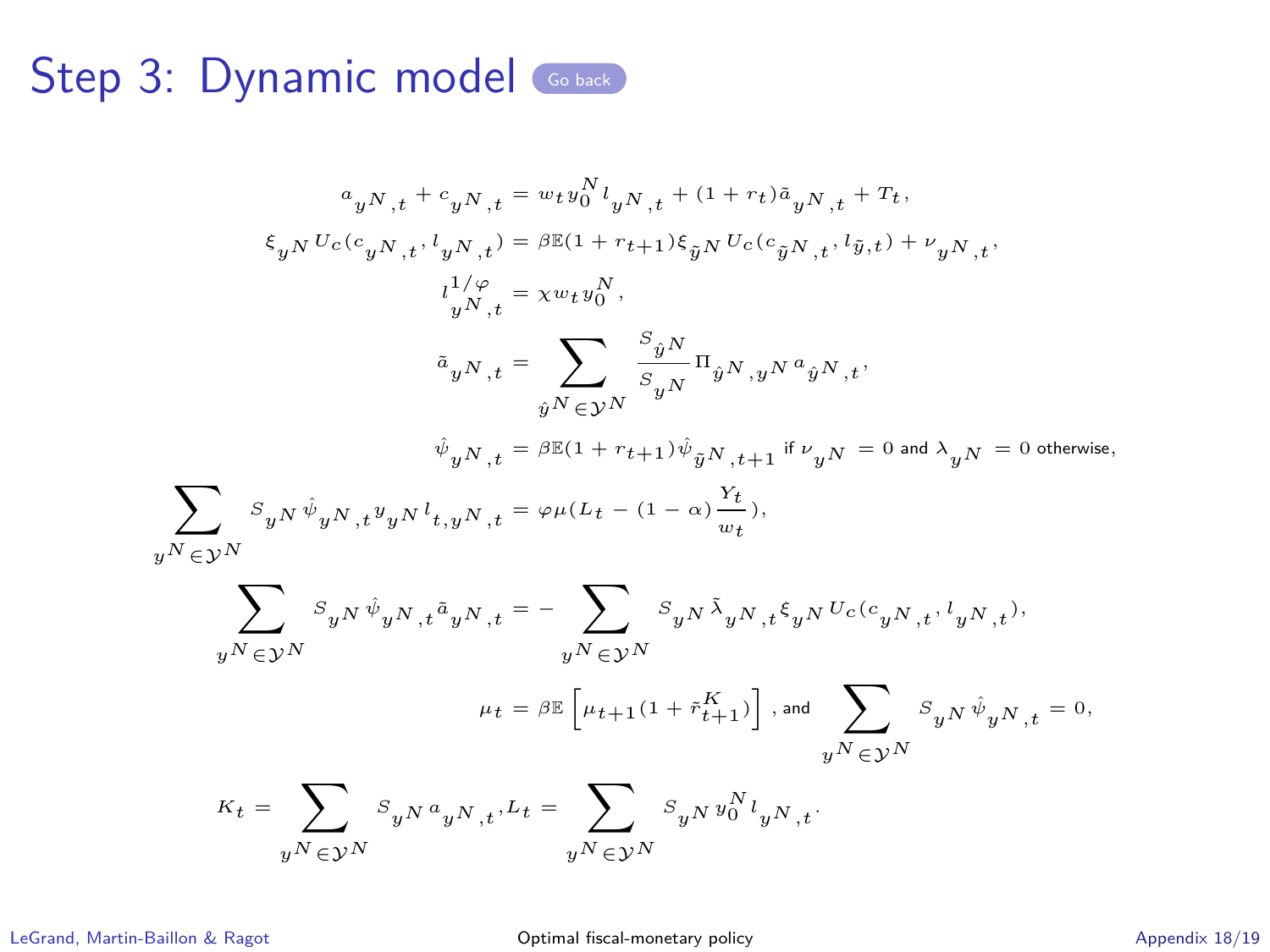# Step 3: Dynamic model

Go back

$$a_{y^N,t} + c_{y^N,t} = w_t y_0^N l_{y^N,t} + (1+r_t)\tilde{a}_{y^N,t} + T_t,$$

$$\xi_{y^N} U_c(c_{y^N,t}, l_{y^N,t}) = \beta \mathbb{E}(1+r_{t+1})\xi_{\tilde{y}^N} U_c(c_{\tilde{y}^N,t}, l_{\tilde{y},t}) + \nu_{y^N,t},$$

$$l_{y^N,t}^{1/\varphi} = \chi w_t y_0^N,$$

$$\tilde{a}_{y^N,t} = \sum_{\hat{y}^N \in \mathcal{Y}^N} \frac{S_{\hat{y}^N}}{S_{y^N}} \Pi_{\hat{y}^N, y^N} a_{\hat{y}^N,t},$$

$$\hat{\psi}_{y^N,t} = \beta \mathbb{E}(1+r_{t+1})\hat{\psi}_{\tilde{y}^N,t+1} \text{ if } \nu_{y^N} = 0 \text{ and } \lambda_{y^N} = 0 \text{ otherwise},$$

$$\sum_{y^N \in \mathcal{Y}^N} S_{y^N} \hat{\psi}_{y^N,t} y_{y^N} l_{t,y^N,t} = \varphi \mu (L_t - (1-\alpha)\frac{Y_t}{w_t}),$$

$$\sum_{y^N \in \mathcal{Y}^N} S_{y^N} \hat{\psi}_{y^N,t} \tilde{a}_{y^N,t} = -\sum_{y^N \in \mathcal{Y}^N} S_{y^N} \tilde{\lambda}_{y^N,t} \xi_{y^N} U_c(c_{y^N,t}, l_{y^N,t}),$$

$$\mu_t = \beta \mathbb{E}\left[\mu_{t+1}(1+\tilde{r}_{t+1}^K)\right], \text{ and } \sum_{y^N \in \mathcal{Y}^N} S_{y^N} \hat{\psi}_{y^N,t} = 0,$$

$$K_t = \sum_{y^N \in \mathcal{Y}^N} S_{y^N} a_{y^N,t}, L_t = \sum_{y^N \in \mathcal{Y}^N} S_{y^N} y_0^N l_{y^N,t}.$$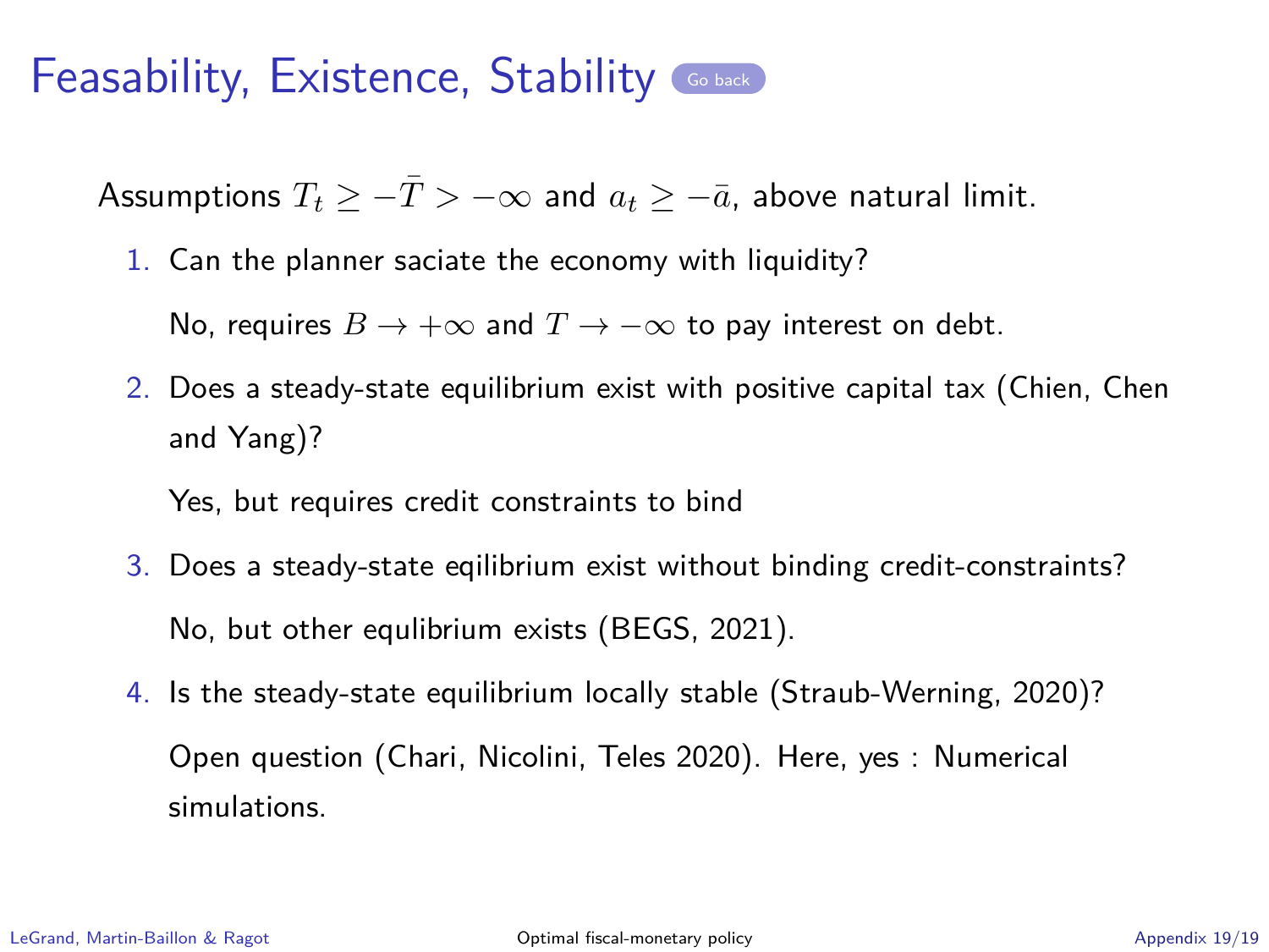# Feasability, Existence, Stability

Assumptions $T_t \geq -\bar{T} > -\infty$ and $a_t \geq -\bar{a}$, above natural limit.

1. Can the planner saciate the economy with liquidity?

   No, requires $B \to +\infty$ and $T \to -\infty$ to pay interest on debt.

2. Does a steady-state equilibrium exist with positive capital tax (Chien, Chen and Yang)?

   Yes, but requires credit constraints to bind

3. Does a steady-state eqilibrium exist without binding credit-constraints?

   No, but other equlibrium exists (BEGS, 2021).

4. Is the steady-state equilibrium locally stable (Straub-Werning, 2020)?

   Open question (Chari, Nicolini, Teles 2020). Here, yes : Numerical simulations.